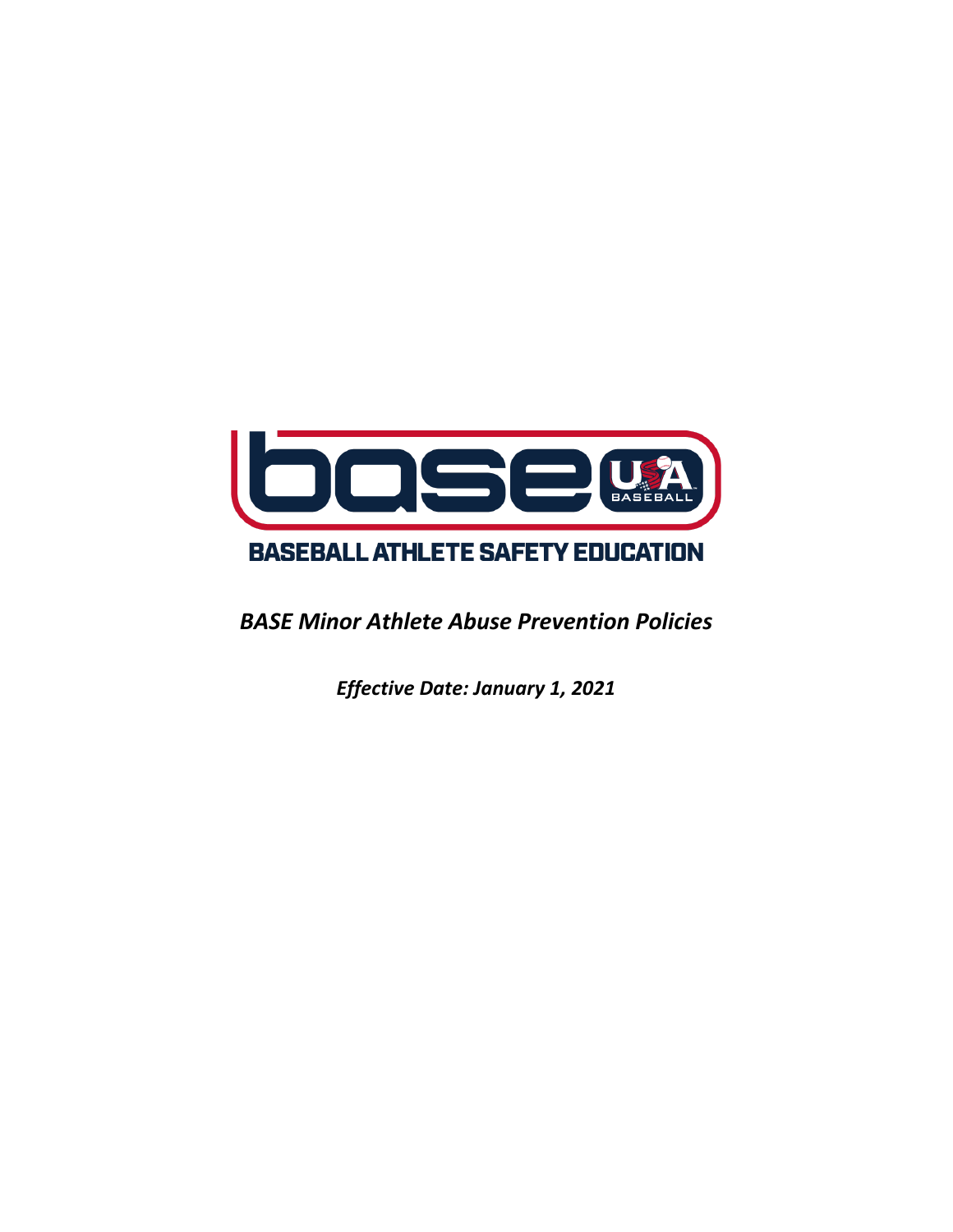# BASEBALL ATHLETE SAFETY EDUCATION

***BASE Minor Athlete Abuse Prevention Policies***

***Effective Date: January 1, 2021***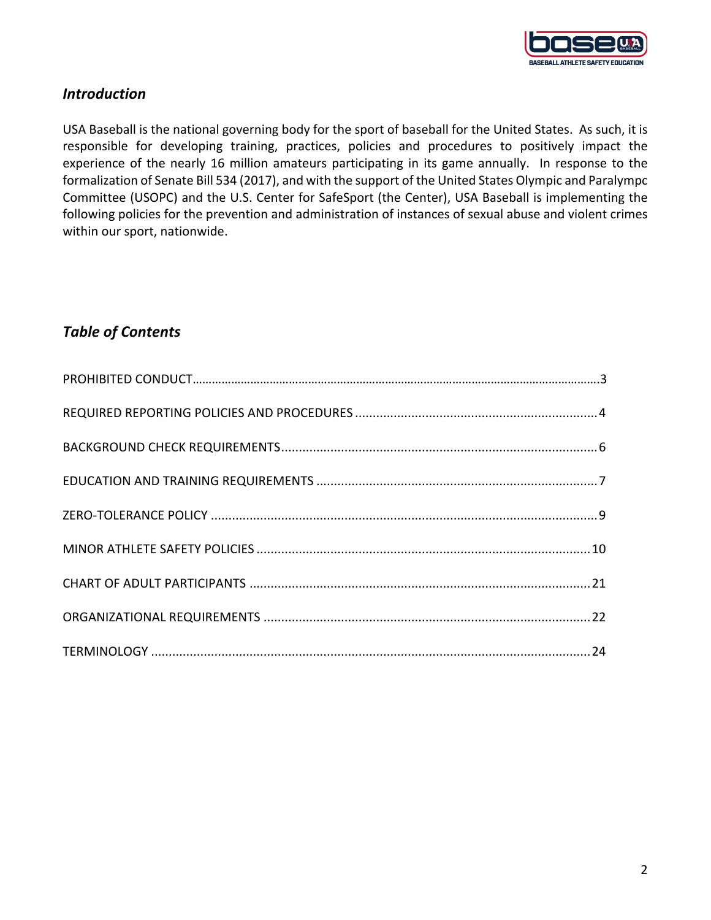## *Introduction*

USA Baseball is the national governing body for the sport of baseball for the United States. As such, it is responsible for developing training, practices, policies and procedures to positively impact the experience of the nearly 16 million amateurs participating in its game annually. In response to the formalization of Senate Bill 534 (2017), and with the support of the United States Olympic and Paralympc Committee (USOPC) and the U.S. Center for SafeSport (the Center), USA Baseball is implementing the following policies for the prevention and administration of instances of sexual abuse and violent crimes within our sport, nationwide.

## *Table of Contents*

PROHIBITED CONDUCT………………………………………………………………………………………………………………3

REQUIRED REPORTING POLICIES AND PROCEDURES ....................................................................4

BACKGROUND CHECK REQUIREMENTS.........................................................................................6

EDUCATION AND TRAINING REQUIREMENTS ...............................................................................7

ZERO-TOLERANCE POLICY ............................................................................................................9

MINOR ATHLETE SAFETY POLICIES ..............................................................................................10

CHART OF ADULT PARTICIPANTS ................................................................................................21

ORGANIZATIONAL REQUIREMENTS ............................................................................................22

TERMINOLOGY ...........................................................................................................................24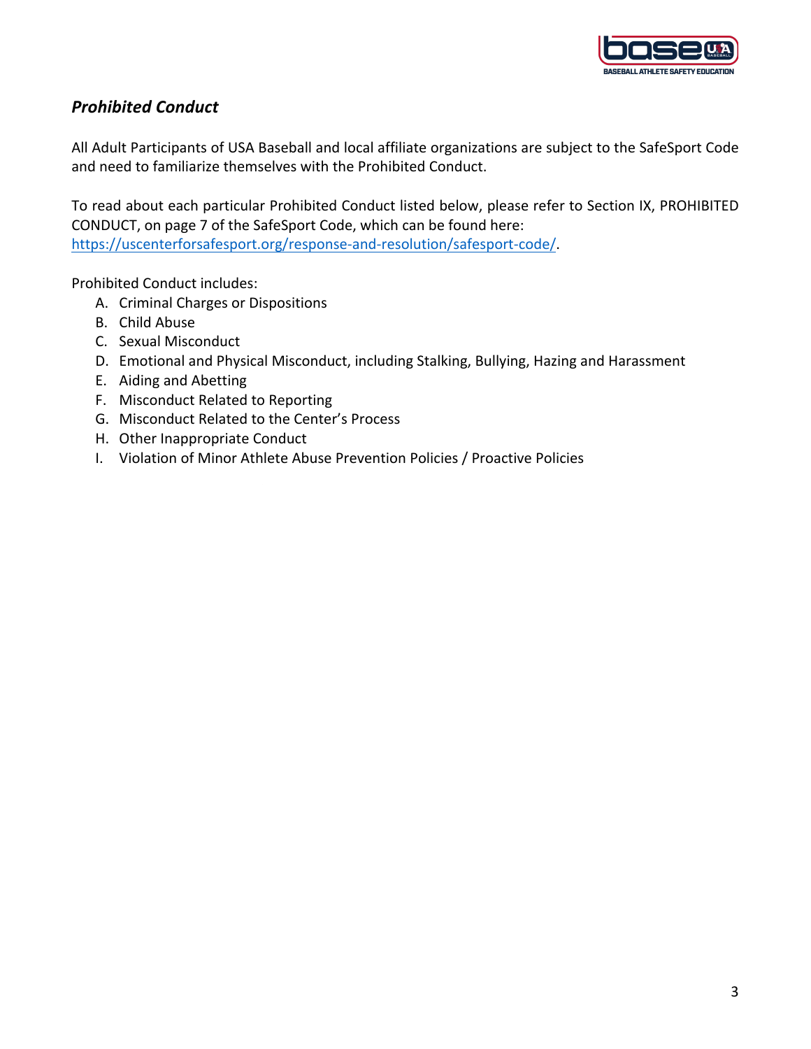## *Prohibited Conduct*

All Adult Participants of USA Baseball and local affiliate organizations are subject to the SafeSport Code and need to familiarize themselves with the Prohibited Conduct.

To read about each particular Prohibited Conduct listed below, please refer to Section IX, PROHIBITED CONDUCT, on page 7 of the SafeSport Code, which can be found here: https://uscenterforsafesport.org/response-and-resolution/safesport-code/.

Prohibited Conduct includes:

A. Criminal Charges or Dispositions
B. Child Abuse
C. Sexual Misconduct
D. Emotional and Physical Misconduct, including Stalking, Bullying, Hazing and Harassment
E. Aiding and Abetting
F. Misconduct Related to Reporting
G. Misconduct Related to the Center's Process
H. Other Inappropriate Conduct
I. Violation of Minor Athlete Abuse Prevention Policies / Proactive Policies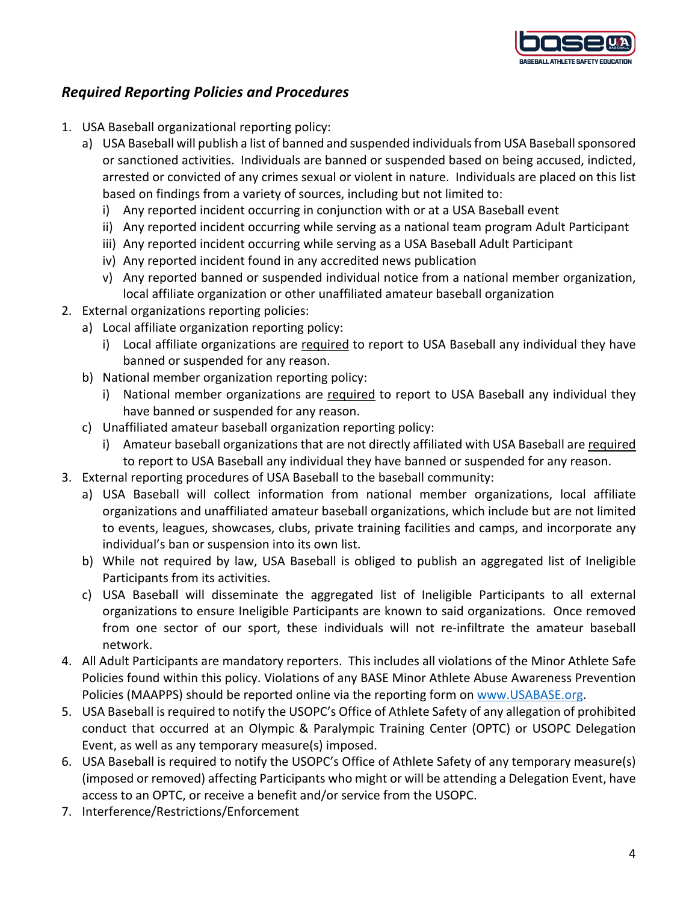### *Required Reporting Policies and Procedures*

1. USA Baseball organizational reporting policy:
   a) USA Baseball will publish a list of banned and suspended individuals from USA Baseball sponsored or sanctioned activities. Individuals are banned or suspended based on being accused, indicted, arrested or convicted of any crimes sexual or violent in nature. Individuals are placed on this list based on findings from a variety of sources, including but not limited to:
      i) Any reported incident occurring in conjunction with or at a USA Baseball event
      ii) Any reported incident occurring while serving as a national team program Adult Participant
      iii) Any reported incident occurring while serving as a USA Baseball Adult Participant
      iv) Any reported incident found in any accredited news publication
      v) Any reported banned or suspended individual notice from a national member organization, local affiliate organization or other unaffiliated amateur baseball organization
2. External organizations reporting policies:
   a) Local affiliate organization reporting policy:
      i) Local affiliate organizations are <u>required</u> to report to USA Baseball any individual they have banned or suspended for any reason.
   b) National member organization reporting policy:
      i) National member organizations are <u>required</u> to report to USA Baseball any individual they have banned or suspended for any reason.
   c) Unaffiliated amateur baseball organization reporting policy:
      i) Amateur baseball organizations that are not directly affiliated with USA Baseball are <u>required</u> to report to USA Baseball any individual they have banned or suspended for any reason.
3. External reporting procedures of USA Baseball to the baseball community:
   a) USA Baseball will collect information from national member organizations, local affiliate organizations and unaffiliated amateur baseball organizations, which include but are not limited to events, leagues, showcases, clubs, private training facilities and camps, and incorporate any individual's ban or suspension into its own list.
   b) While not required by law, USA Baseball is obliged to publish an aggregated list of Ineligible Participants from its activities.
   c) USA Baseball will disseminate the aggregated list of Ineligible Participants to all external organizations to ensure Ineligible Participants are known to said organizations. Once removed from one sector of our sport, these individuals will not re-infiltrate the amateur baseball network.
4. All Adult Participants are mandatory reporters. This includes all violations of the Minor Athlete Safe Policies found within this policy. Violations of any BASE Minor Athlete Abuse Awareness Prevention Policies (MAAPPS) should be reported online via the reporting form on [www.USABASE.org](http://www.USABASE.org).
5. USA Baseball is required to notify the USOPC's Office of Athlete Safety of any allegation of prohibited conduct that occurred at an Olympic & Paralympic Training Center (OPTC) or USOPC Delegation Event, as well as any temporary measure(s) imposed.
6. USA Baseball is required to notify the USOPC's Office of Athlete Safety of any temporary measure(s) (imposed or removed) affecting Participants who might or will be attending a Delegation Event, have access to an OPTC, or receive a benefit and/or service from the USOPC.
7. Interference/Restrictions/Enforcement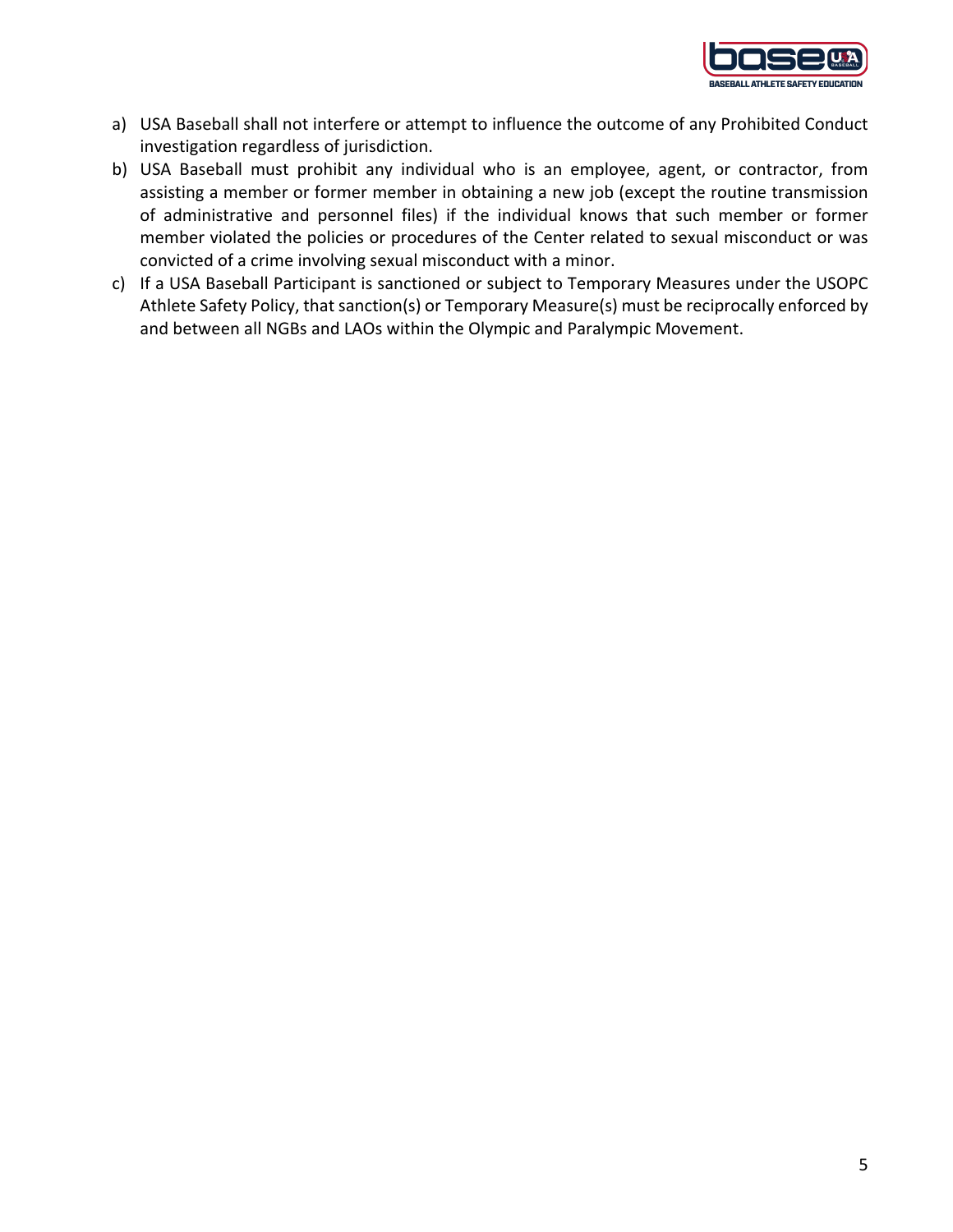a) USA Baseball shall not interfere or attempt to influence the outcome of any Prohibited Conduct investigation regardless of jurisdiction.
b) USA Baseball must prohibit any individual who is an employee, agent, or contractor, from assisting a member or former member in obtaining a new job (except the routine transmission of administrative and personnel files) if the individual knows that such member or former member violated the policies or procedures of the Center related to sexual misconduct or was convicted of a crime involving sexual misconduct with a minor.
c) If a USA Baseball Participant is sanctioned or subject to Temporary Measures under the USOPC Athlete Safety Policy, that sanction(s) or Temporary Measure(s) must be reciprocally enforced by and between all NGBs and LAOs within the Olympic and Paralympic Movement.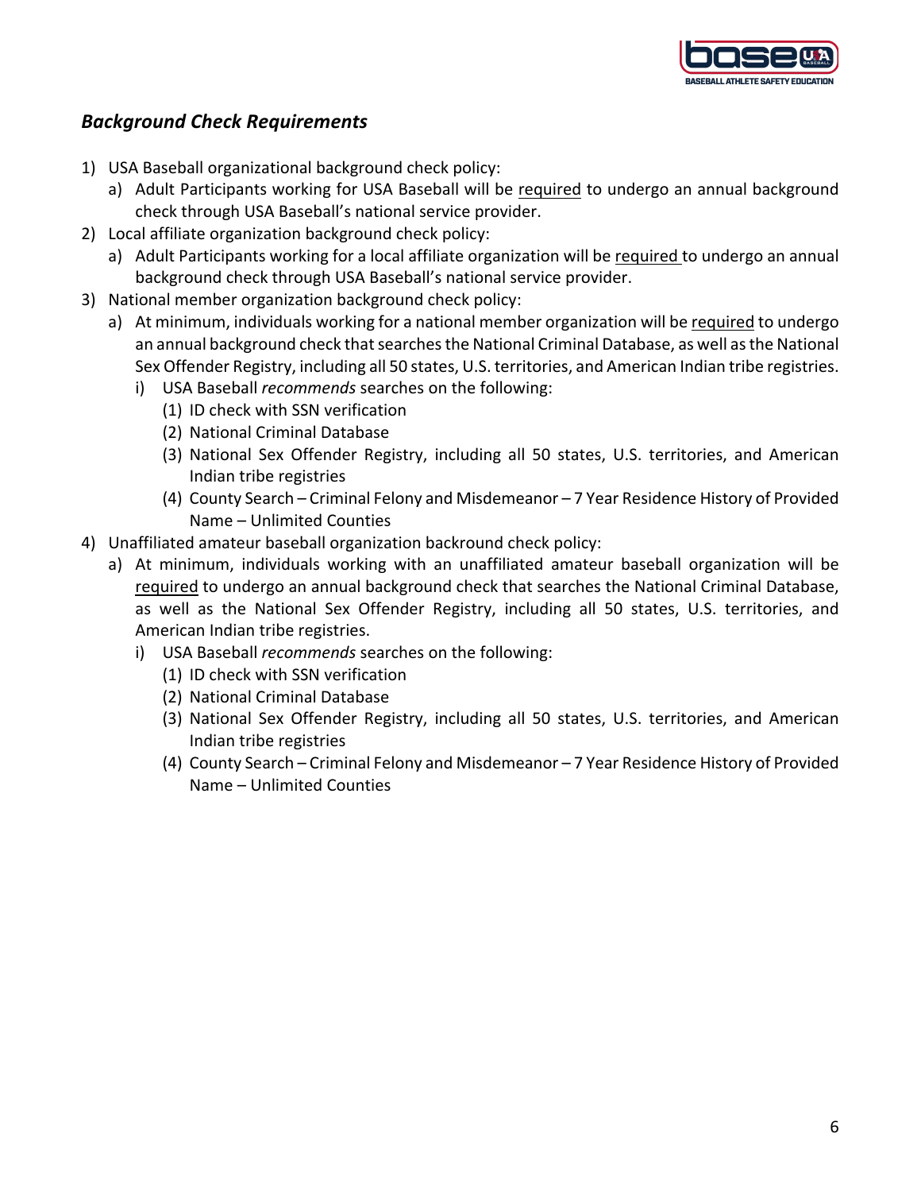## *Background Check Requirements*

1) USA Baseball organizational background check policy:
   a) Adult Participants working for USA Baseball will be <u>required</u> to undergo an annual background check through USA Baseball's national service provider.
2) Local affiliate organization background check policy:
   a) Adult Participants working for a local affiliate organization will be <u>required</u> to undergo an annual background check through USA Baseball's national service provider.
3) National member organization background check policy:
   a) At minimum, individuals working for a national member organization will be <u>required</u> to undergo an annual background check that searches the National Criminal Database, as well as the National Sex Offender Registry, including all 50 states, U.S. territories, and American Indian tribe registries.
      i) USA Baseball *recommends* searches on the following:
         (1) ID check with SSN verification
         (2) National Criminal Database
         (3) National Sex Offender Registry, including all 50 states, U.S. territories, and American Indian tribe registries
         (4) County Search – Criminal Felony and Misdemeanor – 7 Year Residence History of Provided Name – Unlimited Counties
4) Unaffiliated amateur baseball organization backround check policy:
   a) At minimum, individuals working with an unaffiliated amateur baseball organization will be <u>required</u> to undergo an annual background check that searches the National Criminal Database, as well as the National Sex Offender Registry, including all 50 states, U.S. territories, and American Indian tribe registries.
      i) USA Baseball *recommends* searches on the following:
         (1) ID check with SSN verification
         (2) National Criminal Database
         (3) National Sex Offender Registry, including all 50 states, U.S. territories, and American Indian tribe registries
         (4) County Search – Criminal Felony and Misdemeanor – 7 Year Residence History of Provided Name – Unlimited Counties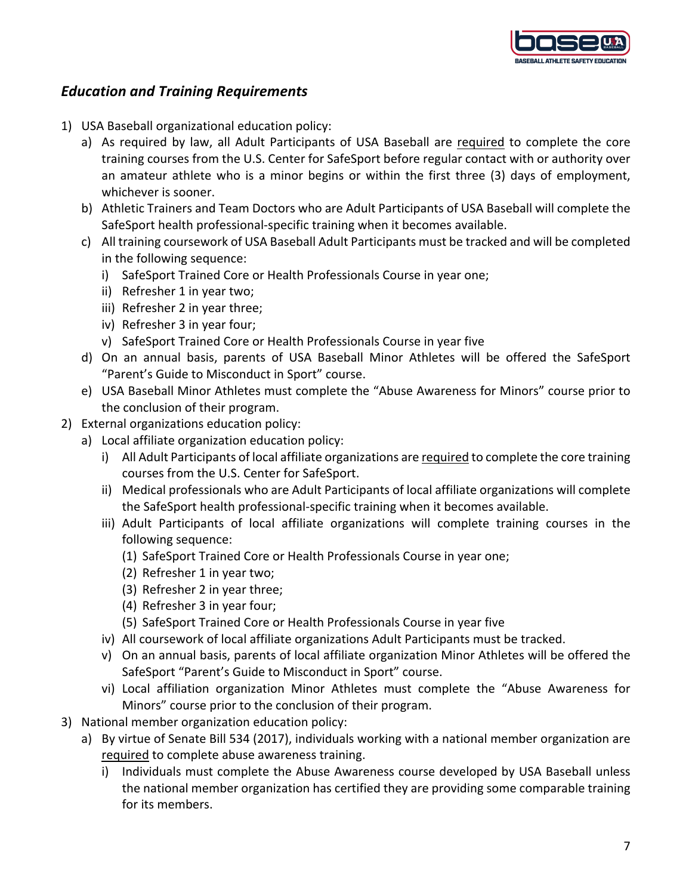## *Education and Training Requirements*

1) USA Baseball organizational education policy:
   a) As required by law, all Adult Participants of USA Baseball are <u>required</u> to complete the core training courses from the U.S. Center for SafeSport before regular contact with or authority over an amateur athlete who is a minor begins or within the first three (3) days of employment, whichever is sooner.
   b) Athletic Trainers and Team Doctors who are Adult Participants of USA Baseball will complete the SafeSport health professional-specific training when it becomes available.
   c) All training coursework of USA Baseball Adult Participants must be tracked and will be completed in the following sequence:
      i) SafeSport Trained Core or Health Professionals Course in year one;
      ii) Refresher 1 in year two;
      iii) Refresher 2 in year three;
      iv) Refresher 3 in year four;
      v) SafeSport Trained Core or Health Professionals Course in year five
   d) On an annual basis, parents of USA Baseball Minor Athletes will be offered the SafeSport "Parent's Guide to Misconduct in Sport" course.
   e) USA Baseball Minor Athletes must complete the "Abuse Awareness for Minors" course prior to the conclusion of their program.
2) External organizations education policy:
   a) Local affiliate organization education policy:
      i) All Adult Participants of local affiliate organizations are <u>required</u> to complete the core training courses from the U.S. Center for SafeSport.
      ii) Medical professionals who are Adult Participants of local affiliate organizations will complete the SafeSport health professional-specific training when it becomes available.
      iii) Adult Participants of local affiliate organizations will complete training courses in the following sequence:
         (1) SafeSport Trained Core or Health Professionals Course in year one;
         (2) Refresher 1 in year two;
         (3) Refresher 2 in year three;
         (4) Refresher 3 in year four;
         (5) SafeSport Trained Core or Health Professionals Course in year five
      iv) All coursework of local affiliate organizations Adult Participants must be tracked.
      v) On an annual basis, parents of local affiliate organization Minor Athletes will be offered the SafeSport "Parent's Guide to Misconduct in Sport" course.
      vi) Local affiliation organization Minor Athletes must complete the "Abuse Awareness for Minors" course prior to the conclusion of their program.
3) National member organization education policy:
   a) By virtue of Senate Bill 534 (2017), individuals working with a national member organization are <u>required</u> to complete abuse awareness training.
      i) Individuals must complete the Abuse Awareness course developed by USA Baseball unless the national member organization has certified they are providing some comparable training for its members.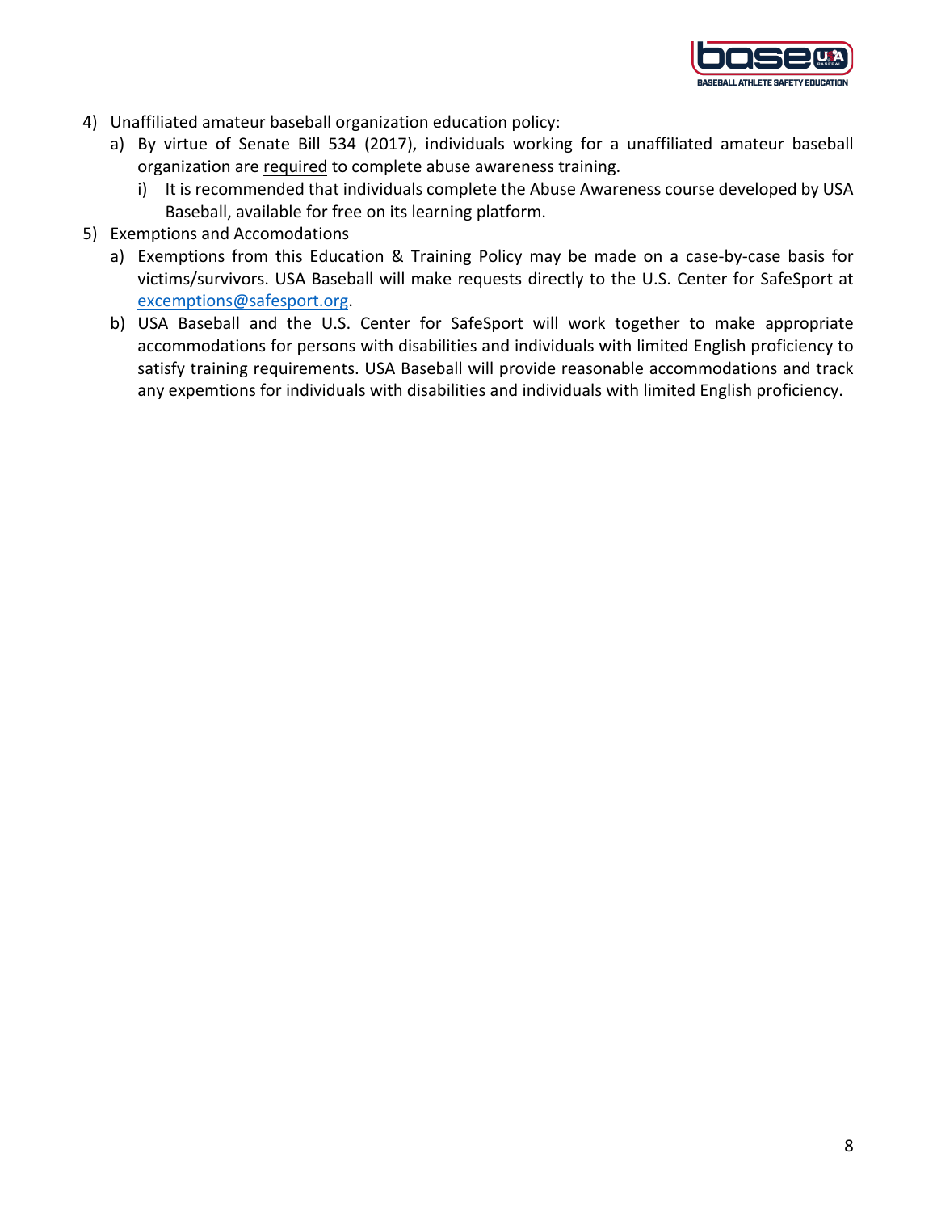4) Unaffiliated amateur baseball organization education policy:
   a) By virtue of Senate Bill 534 (2017), individuals working for a unaffiliated amateur baseball organization are <u>required</u> to complete abuse awareness training.
      i) It is recommended that individuals complete the Abuse Awareness course developed by USA Baseball, available for free on its learning platform.
5) Exemptions and Accomodations
   a) Exemptions from this Education & Training Policy may be made on a case-by-case basis for victims/survivors. USA Baseball will make requests directly to the U.S. Center for SafeSport at [excemptions@safesport.org](mailto:excemptions@safesport.org).
   b) USA Baseball and the U.S. Center for SafeSport will work together to make appropriate accommodations for persons with disabilities and individuals with limited English proficiency to satisfy training requirements. USA Baseball will provide reasonable accommodations and track any expemtions for individuals with disabilities and individuals with limited English proficiency.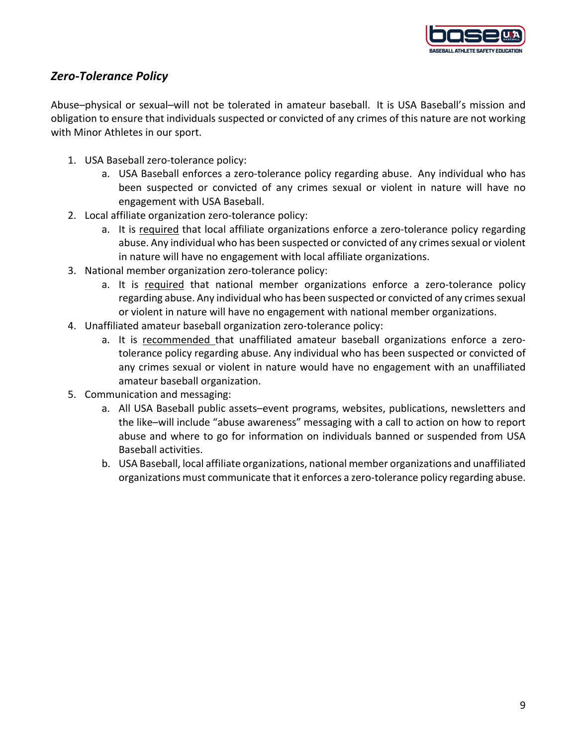## *Zero-Tolerance Policy*

Abuse–physical or sexual–will not be tolerated in amateur baseball. It is USA Baseball's mission and obligation to ensure that individuals suspected or convicted of any crimes of this nature are not working with Minor Athletes in our sport.

1. USA Baseball zero-tolerance policy:
   a. USA Baseball enforces a zero-tolerance policy regarding abuse. Any individual who has been suspected or convicted of any crimes sexual or violent in nature will have no engagement with USA Baseball.
2. Local affiliate organization zero-tolerance policy:
   a. It is <u>required</u> that local affiliate organizations enforce a zero-tolerance policy regarding abuse. Any individual who has been suspected or convicted of any crimes sexual or violent in nature will have no engagement with local affiliate organizations.
3. National member organization zero-tolerance policy:
   a. It is <u>required</u> that national member organizations enforce a zero-tolerance policy regarding abuse. Any individual who has been suspected or convicted of any crimes sexual or violent in nature will have no engagement with national member organizations.
4. Unaffiliated amateur baseball organization zero-tolerance policy:
   a. It is <u>recommended</u> that unaffiliated amateur baseball organizations enforce a zero-tolerance policy regarding abuse. Any individual who has been suspected or convicted of any crimes sexual or violent in nature would have no engagement with an unaffiliated amateur baseball organization.
5. Communication and messaging:
   a. All USA Baseball public assets–event programs, websites, publications, newsletters and the like–will include "abuse awareness" messaging with a call to action on how to report abuse and where to go for information on individuals banned or suspended from USA Baseball activities.
   b. USA Baseball, local affiliate organizations, national member organizations and unaffiliated organizations must communicate that it enforces a zero-tolerance policy regarding abuse.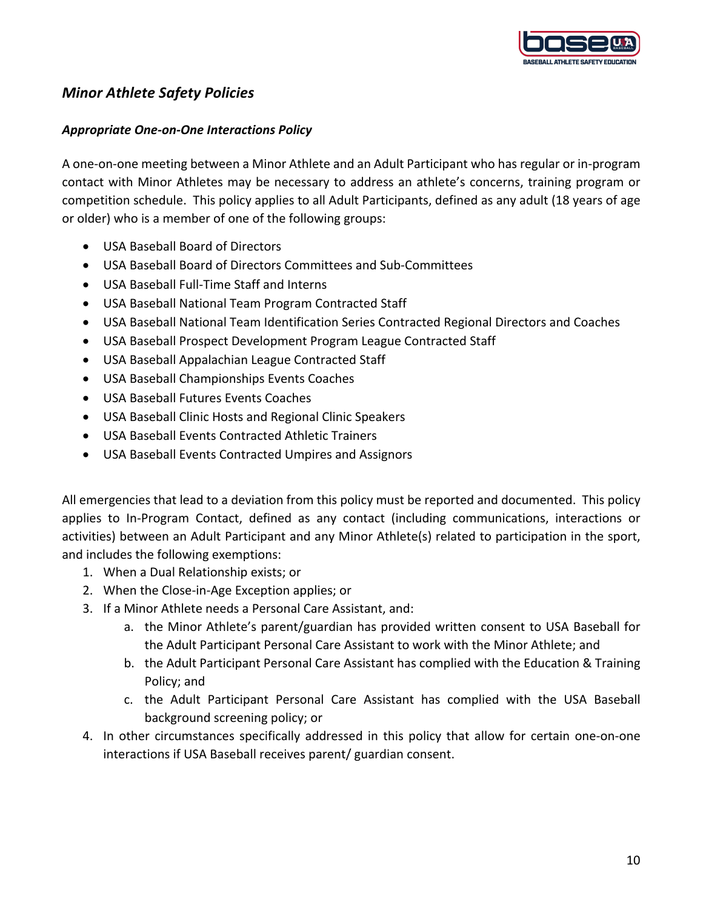## *Minor Athlete Safety Policies*

### *Appropriate One-on-One Interactions Policy*

A one-on-one meeting between a Minor Athlete and an Adult Participant who has regular or in-program contact with Minor Athletes may be necessary to address an athlete's concerns, training program or competition schedule. This policy applies to all Adult Participants, defined as any adult (18 years of age or older) who is a member of one of the following groups:

- USA Baseball Board of Directors
- USA Baseball Board of Directors Committees and Sub-Committees
- USA Baseball Full-Time Staff and Interns
- USA Baseball National Team Program Contracted Staff
- USA Baseball National Team Identification Series Contracted Regional Directors and Coaches
- USA Baseball Prospect Development Program League Contracted Staff
- USA Baseball Appalachian League Contracted Staff
- USA Baseball Championships Events Coaches
- USA Baseball Futures Events Coaches
- USA Baseball Clinic Hosts and Regional Clinic Speakers
- USA Baseball Events Contracted Athletic Trainers
- USA Baseball Events Contracted Umpires and Assignors

All emergencies that lead to a deviation from this policy must be reported and documented. This policy applies to In-Program Contact, defined as any contact (including communications, interactions or activities) between an Adult Participant and any Minor Athlete(s) related to participation in the sport, and includes the following exemptions:

1. When a Dual Relationship exists; or
2. When the Close-in-Age Exception applies; or
3. If a Minor Athlete needs a Personal Care Assistant, and:
    a. the Minor Athlete's parent/guardian has provided written consent to USA Baseball for the Adult Participant Personal Care Assistant to work with the Minor Athlete; and
    b. the Adult Participant Personal Care Assistant has complied with the Education & Training Policy; and
    c. the Adult Participant Personal Care Assistant has complied with the USA Baseball background screening policy; or
4. In other circumstances specifically addressed in this policy that allow for certain one-on-one interactions if USA Baseball receives parent/ guardian consent.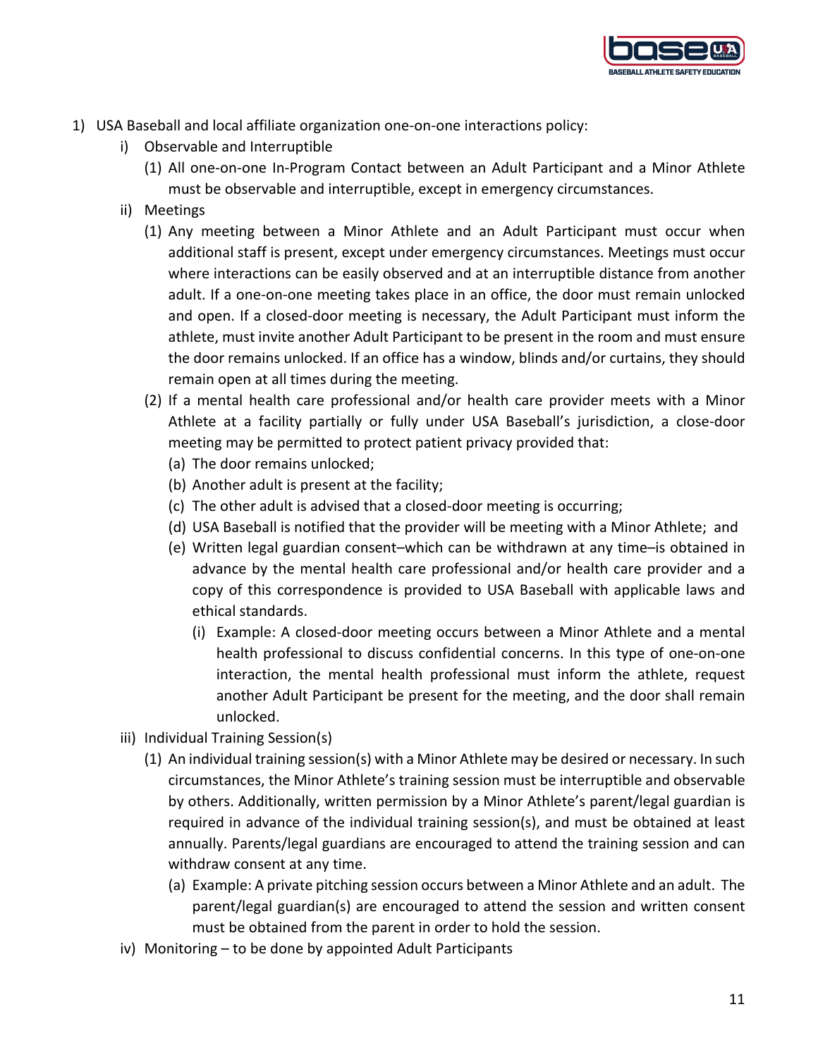1) USA Baseball and local affiliate organization one-on-one interactions policy:
    i) Observable and Interruptible
        (1) All one-on-one In-Program Contact between an Adult Participant and a Minor Athlete must be observable and interruptible, except in emergency circumstances.
    ii) Meetings
        (1) Any meeting between a Minor Athlete and an Adult Participant must occur when additional staff is present, except under emergency circumstances. Meetings must occur where interactions can be easily observed and at an interruptible distance from another adult. If a one-on-one meeting takes place in an office, the door must remain unlocked and open. If a closed-door meeting is necessary, the Adult Participant must inform the athlete, must invite another Adult Participant to be present in the room and must ensure the door remains unlocked. If an office has a window, blinds and/or curtains, they should remain open at all times during the meeting.
        (2) If a mental health care professional and/or health care provider meets with a Minor Athlete at a facility partially or fully under USA Baseball's jurisdiction, a close-door meeting may be permitted to protect patient privacy provided that:
            (a) The door remains unlocked;
            (b) Another adult is present at the facility;
            (c) The other adult is advised that a closed-door meeting is occurring;
            (d) USA Baseball is notified that the provider will be meeting with a Minor Athlete; and
            (e) Written legal guardian consent–which can be withdrawn at any time–is obtained in advance by the mental health care professional and/or health care provider and a copy of this correspondence is provided to USA Baseball with applicable laws and ethical standards.
                (i) Example: A closed-door meeting occurs between a Minor Athlete and a mental health professional to discuss confidential concerns. In this type of one-on-one interaction, the mental health professional must inform the athlete, request another Adult Participant be present for the meeting, and the door shall remain unlocked.
    iii) Individual Training Session(s)
        (1) An individual training session(s) with a Minor Athlete may be desired or necessary. In such circumstances, the Minor Athlete's training session must be interruptible and observable by others. Additionally, written permission by a Minor Athlete's parent/legal guardian is required in advance of the individual training session(s), and must be obtained at least annually. Parents/legal guardians are encouraged to attend the training session and can withdraw consent at any time.
            (a) Example: A private pitching session occurs between a Minor Athlete and an adult. The parent/legal guardian(s) are encouraged to attend the session and written consent must be obtained from the parent in order to hold the session.
    iv) Monitoring – to be done by appointed Adult Participants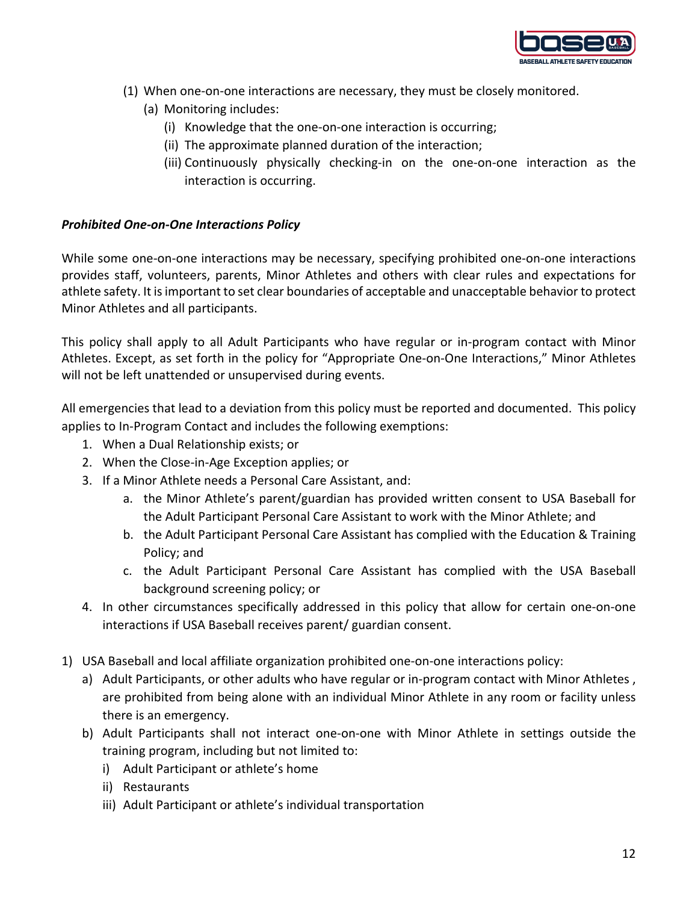(1) When one-on-one interactions are necessary, they must be closely monitored.
   (a) Monitoring includes:
      (i) Knowledge that the one-on-one interaction is occurring;
      (ii) The approximate planned duration of the interaction;
      (iii) Continuously physically checking-in on the one-on-one interaction as the interaction is occurring.

***Prohibited One-on-One Interactions Policy***

While some one-on-one interactions may be necessary, specifying prohibited one-on-one interactions provides staff, volunteers, parents, Minor Athletes and others with clear rules and expectations for athlete safety. It is important to set clear boundaries of acceptable and unacceptable behavior to protect Minor Athletes and all participants.

This policy shall apply to all Adult Participants who have regular or in-program contact with Minor Athletes. Except, as set forth in the policy for "Appropriate One-on-One Interactions," Minor Athletes will not be left unattended or unsupervised during events.

All emergencies that lead to a deviation from this policy must be reported and documented. This policy applies to In-Program Contact and includes the following exemptions:

1. When a Dual Relationship exists; or
2. When the Close-in-Age Exception applies; or
3. If a Minor Athlete needs a Personal Care Assistant, and:
   a. the Minor Athlete's parent/guardian has provided written consent to USA Baseball for the Adult Participant Personal Care Assistant to work with the Minor Athlete; and
   b. the Adult Participant Personal Care Assistant has complied with the Education & Training Policy; and
   c. the Adult Participant Personal Care Assistant has complied with the USA Baseball background screening policy; or
4. In other circumstances specifically addressed in this policy that allow for certain one-on-one interactions if USA Baseball receives parent/ guardian consent.

1) USA Baseball and local affiliate organization prohibited one-on-one interactions policy:
   a) Adult Participants, or other adults who have regular or in-program contact with Minor Athletes , are prohibited from being alone with an individual Minor Athlete in any room or facility unless there is an emergency.
   b) Adult Participants shall not interact one-on-one with Minor Athlete in settings outside the training program, including but not limited to:
      i) Adult Participant or athlete's home
      ii) Restaurants
      iii) Adult Participant or athlete's individual transportation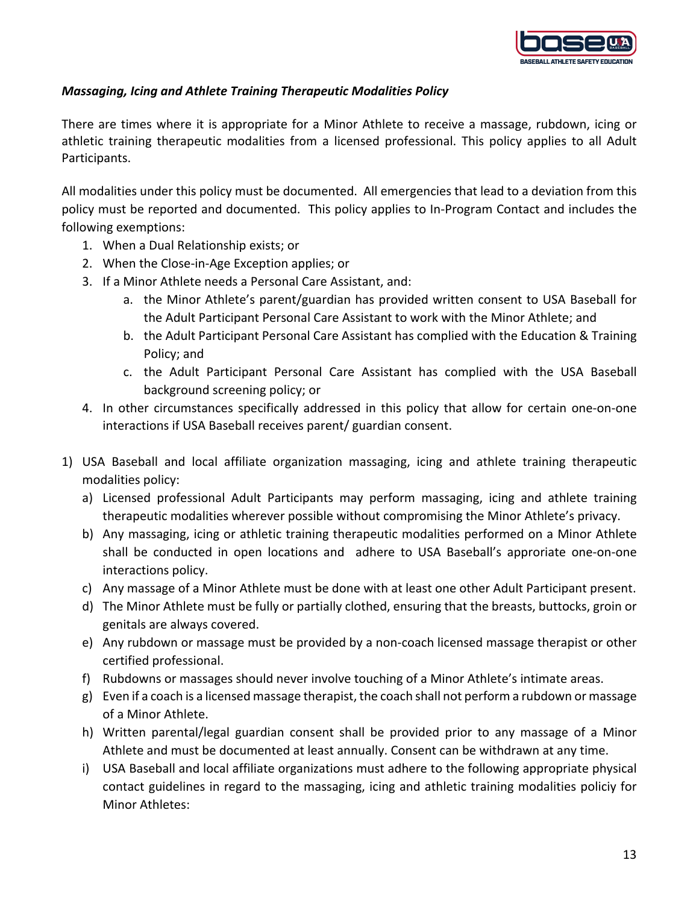*Massaging, Icing and Athlete Training Therapeutic Modalities Policy*

There are times where it is appropriate for a Minor Athlete to receive a massage, rubdown, icing or athletic training therapeutic modalities from a licensed professional. This policy applies to all Adult Participants.

All modalities under this policy must be documented. All emergencies that lead to a deviation from this policy must be reported and documented. This policy applies to In-Program Contact and includes the following exemptions:

1. When a Dual Relationship exists; or
2. When the Close-in-Age Exception applies; or
3. If a Minor Athlete needs a Personal Care Assistant, and:
   a. the Minor Athlete's parent/guardian has provided written consent to USA Baseball for the Adult Participant Personal Care Assistant to work with the Minor Athlete; and
   b. the Adult Participant Personal Care Assistant has complied with the Education & Training Policy; and
   c. the Adult Participant Personal Care Assistant has complied with the USA Baseball background screening policy; or
4. In other circumstances specifically addressed in this policy that allow for certain one-on-one interactions if USA Baseball receives parent/ guardian consent.

1) USA Baseball and local affiliate organization massaging, icing and athlete training therapeutic modalities policy:
   a) Licensed professional Adult Participants may perform massaging, icing and athlete training therapeutic modalities wherever possible without compromising the Minor Athlete's privacy.
   b) Any massaging, icing or athletic training therapeutic modalities performed on a Minor Athlete shall be conducted in open locations and adhere to USA Baseball's approriate one-on-one interactions policy.
   c) Any massage of a Minor Athlete must be done with at least one other Adult Participant present.
   d) The Minor Athlete must be fully or partially clothed, ensuring that the breasts, buttocks, groin or genitals are always covered.
   e) Any rubdown or massage must be provided by a non-coach licensed massage therapist or other certified professional.
   f) Rubdowns or massages should never involve touching of a Minor Athlete's intimate areas.
   g) Even if a coach is a licensed massage therapist, the coach shall not perform a rubdown or massage of a Minor Athlete.
   h) Written parental/legal guardian consent shall be provided prior to any massage of a Minor Athlete and must be documented at least annually. Consent can be withdrawn at any time.
   i) USA Baseball and local affiliate organizations must adhere to the following appropriate physical contact guidelines in regard to the massaging, icing and athletic training modalities policiy for Minor Athletes: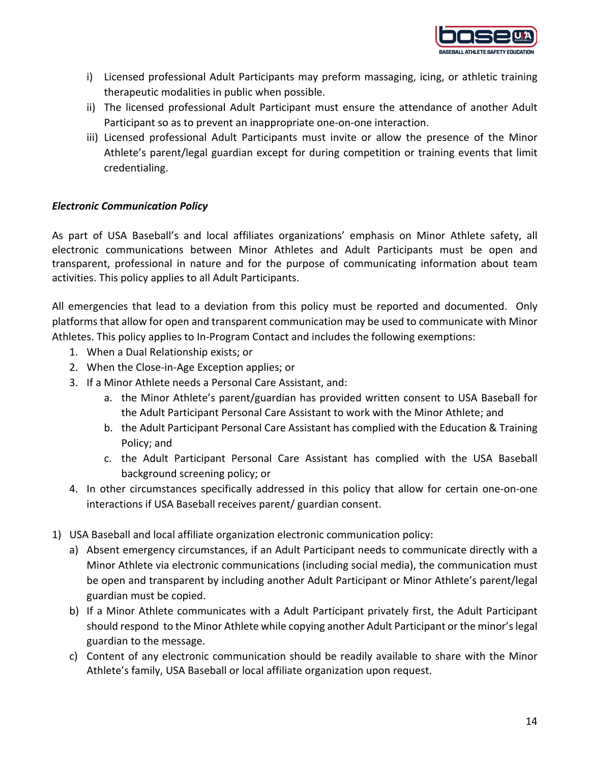i) Licensed professional Adult Participants may preform massaging, icing, or athletic training therapeutic modalities in public when possible.
ii) The licensed professional Adult Participant must ensure the attendance of another Adult Participant so as to prevent an inappropriate one-on-one interaction.
iii) Licensed professional Adult Participants must invite or allow the presence of the Minor Athlete's parent/legal guardian except for during competition or training events that limit credentialing.

***Electronic Communication Policy***

As part of USA Baseball's and local affiliates organizations' emphasis on Minor Athlete safety, all electronic communications between Minor Athletes and Adult Participants must be open and transparent, professional in nature and for the purpose of communicating information about team activities. This policy applies to all Adult Participants.

All emergencies that lead to a deviation from this policy must be reported and documented. Only platforms that allow for open and transparent communication may be used to communicate with Minor Athletes. This policy applies to In-Program Contact and includes the following exemptions:

1. When a Dual Relationship exists; or
2. When the Close-in-Age Exception applies; or
3. If a Minor Athlete needs a Personal Care Assistant, and:
   a. the Minor Athlete's parent/guardian has provided written consent to USA Baseball for the Adult Participant Personal Care Assistant to work with the Minor Athlete; and
   b. the Adult Participant Personal Care Assistant has complied with the Education & Training Policy; and
   c. the Adult Participant Personal Care Assistant has complied with the USA Baseball background screening policy; or
4. In other circumstances specifically addressed in this policy that allow for certain one-on-one interactions if USA Baseball receives parent/ guardian consent.

1) USA Baseball and local affiliate organization electronic communication policy:
   a) Absent emergency circumstances, if an Adult Participant needs to communicate directly with a Minor Athlete via electronic communications (including social media), the communication must be open and transparent by including another Adult Participant or Minor Athlete's parent/legal guardian must be copied.
   b) If a Minor Athlete communicates with a Adult Participant privately first, the Adult Participant should respond to the Minor Athlete while copying another Adult Participant or the minor's legal guardian to the message.
   c) Content of any electronic communication should be readily available to share with the Minor Athlete's family, USA Baseball or local affiliate organization upon request.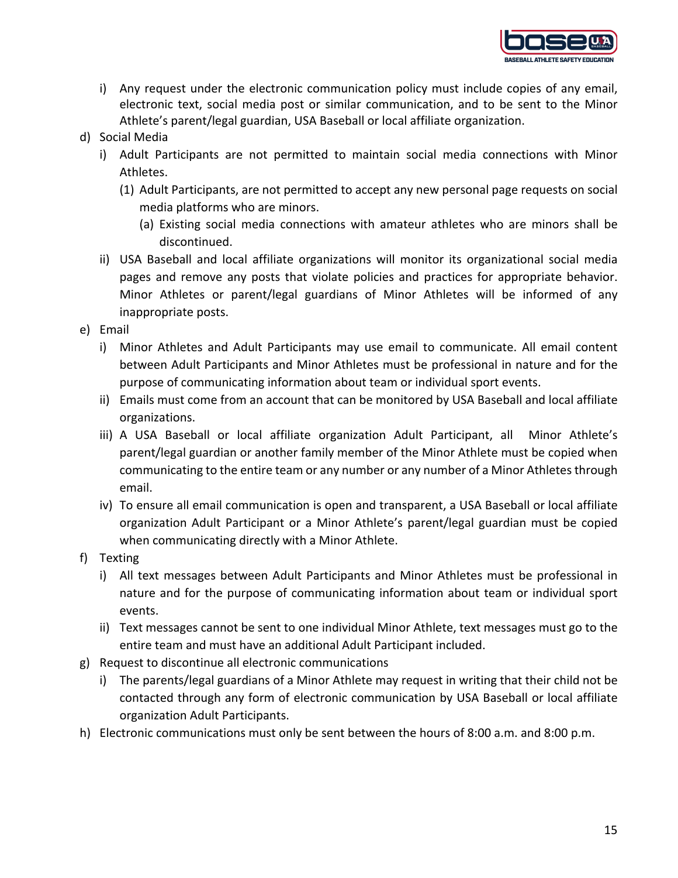- i) Any request under the electronic communication policy must include copies of any email, electronic text, social media post or similar communication, and to be sent to the Minor Athlete's parent/legal guardian, USA Baseball or local affiliate organization.

d) Social Media

- i) Adult Participants are not permitted to maintain social media connections with Minor Athletes.
  - (1) Adult Participants, are not permitted to accept any new personal page requests on social media platforms who are minors.
    - (a) Existing social media connections with amateur athletes who are minors shall be discontinued.
- ii) USA Baseball and local affiliate organizations will monitor its organizational social media pages and remove any posts that violate policies and practices for appropriate behavior. Minor Athletes or parent/legal guardians of Minor Athletes will be informed of any inappropriate posts.

e) Email

- i) Minor Athletes and Adult Participants may use email to communicate. All email content between Adult Participants and Minor Athletes must be professional in nature and for the purpose of communicating information about team or individual sport events.
- ii) Emails must come from an account that can be monitored by USA Baseball and local affiliate organizations.
- iii) A USA Baseball or local affiliate organization Adult Participant, all Minor Athlete's parent/legal guardian or another family member of the Minor Athlete must be copied when communicating to the entire team or any number or any number of a Minor Athletes through email.
- iv) To ensure all email communication is open and transparent, a USA Baseball or local affiliate organization Adult Participant or a Minor Athlete's parent/legal guardian must be copied when communicating directly with a Minor Athlete.

f) Texting

- i) All text messages between Adult Participants and Minor Athletes must be professional in nature and for the purpose of communicating information about team or individual sport events.
- ii) Text messages cannot be sent to one individual Minor Athlete, text messages must go to the entire team and must have an additional Adult Participant included.

g) Request to discontinue all electronic communications

- i) The parents/legal guardians of a Minor Athlete may request in writing that their child not be contacted through any form of electronic communication by USA Baseball or local affiliate organization Adult Participants.

h) Electronic communications must only be sent between the hours of 8:00 a.m. and 8:00 p.m.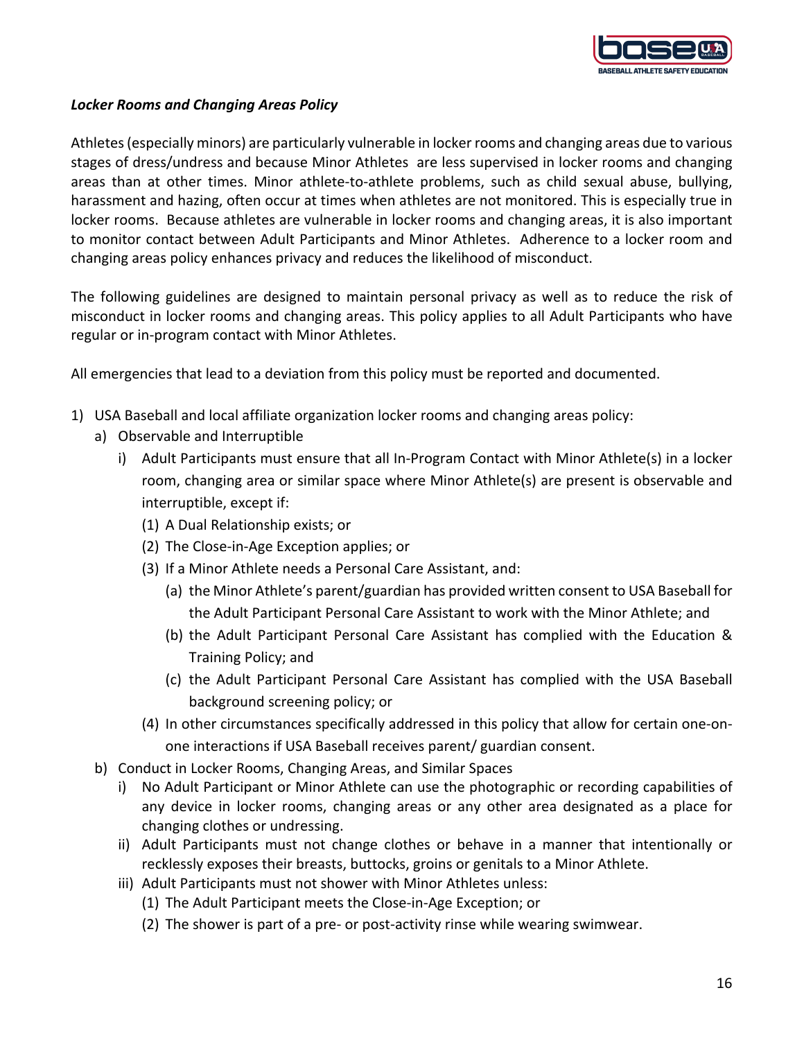***Locker Rooms and Changing Areas Policy***

Athletes (especially minors) are particularly vulnerable in locker rooms and changing areas due to various stages of dress/undress and because Minor Athletes are less supervised in locker rooms and changing areas than at other times. Minor athlete-to-athlete problems, such as child sexual abuse, bullying, harassment and hazing, often occur at times when athletes are not monitored. This is especially true in locker rooms. Because athletes are vulnerable in locker rooms and changing areas, it is also important to monitor contact between Adult Participants and Minor Athletes. Adherence to a locker room and changing areas policy enhances privacy and reduces the likelihood of misconduct.

The following guidelines are designed to maintain personal privacy as well as to reduce the risk of misconduct in locker rooms and changing areas. This policy applies to all Adult Participants who have regular or in-program contact with Minor Athletes.

All emergencies that lead to a deviation from this policy must be reported and documented.

1) USA Baseball and local affiliate organization locker rooms and changing areas policy:
    a) Observable and Interruptible
        i) Adult Participants must ensure that all In-Program Contact with Minor Athlete(s) in a locker room, changing area or similar space where Minor Athlete(s) are present is observable and interruptible, except if:
            (1) A Dual Relationship exists; or
            (2) The Close-in-Age Exception applies; or
            (3) If a Minor Athlete needs a Personal Care Assistant, and:
                (a) the Minor Athlete's parent/guardian has provided written consent to USA Baseball for the Adult Participant Personal Care Assistant to work with the Minor Athlete; and
                (b) the Adult Participant Personal Care Assistant has complied with the Education & Training Policy; and
                (c) the Adult Participant Personal Care Assistant has complied with the USA Baseball background screening policy; or
            (4) In other circumstances specifically addressed in this policy that allow for certain one-on-one interactions if USA Baseball receives parent/ guardian consent.
    b) Conduct in Locker Rooms, Changing Areas, and Similar Spaces
        i) No Adult Participant or Minor Athlete can use the photographic or recording capabilities of any device in locker rooms, changing areas or any other area designated as a place for changing clothes or undressing.
        ii) Adult Participants must not change clothes or behave in a manner that intentionally or recklessly exposes their breasts, buttocks, groins or genitals to a Minor Athlete.
        iii) Adult Participants must not shower with Minor Athletes unless:
            (1) The Adult Participant meets the Close-in-Age Exception; or
            (2) The shower is part of a pre- or post-activity rinse while wearing swimwear.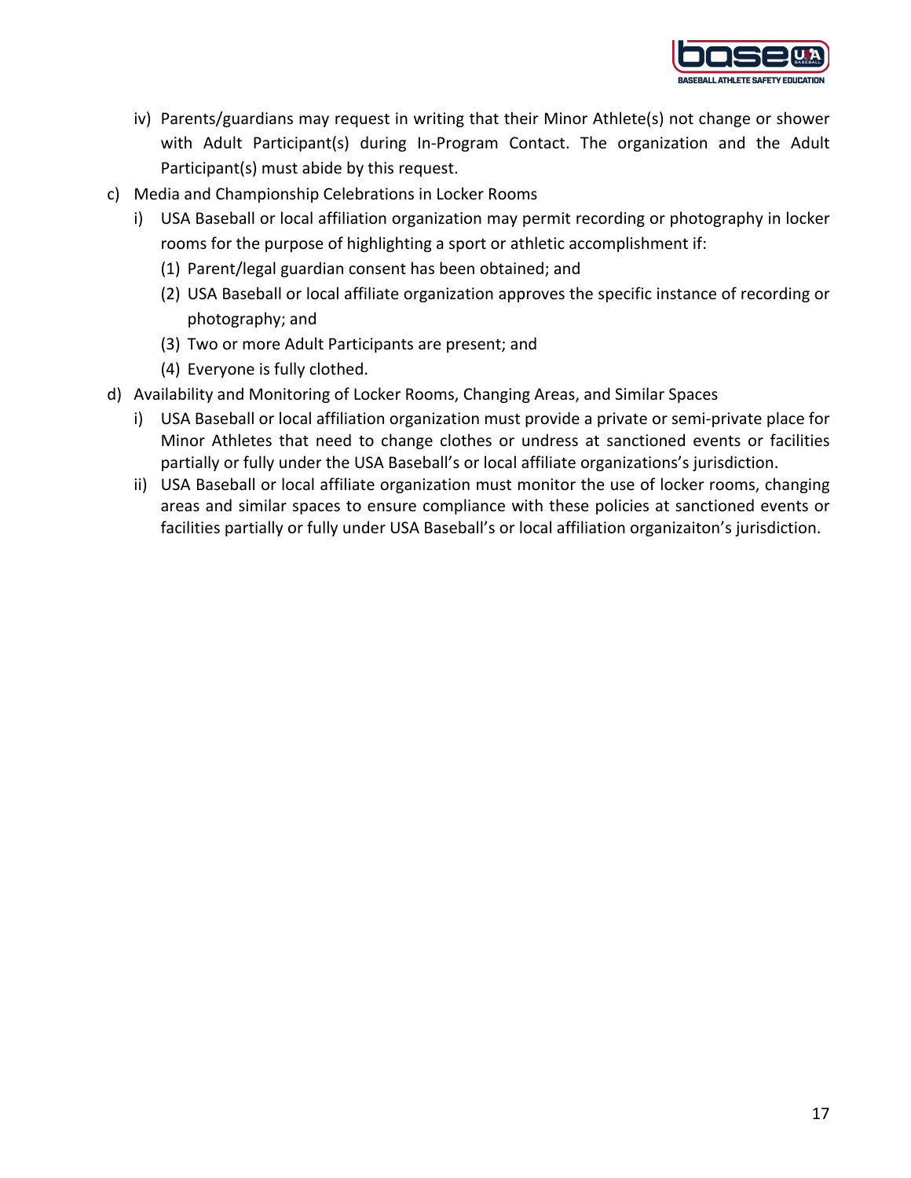iv) Parents/guardians may request in writing that their Minor Athlete(s) not change or shower with Adult Participant(s) during In-Program Contact. The organization and the Adult Participant(s) must abide by this request.

c) Media and Championship Celebrations in Locker Rooms

   i) USA Baseball or local affiliation organization may permit recording or photography in locker rooms for the purpose of highlighting a sport or athletic accomplishment if:

      (1) Parent/legal guardian consent has been obtained; and

      (2) USA Baseball or local affiliate organization approves the specific instance of recording or photography; and

      (3) Two or more Adult Participants are present; and

      (4) Everyone is fully clothed.

d) Availability and Monitoring of Locker Rooms, Changing Areas, and Similar Spaces

   i) USA Baseball or local affiliation organization must provide a private or semi-private place for Minor Athletes that need to change clothes or undress at sanctioned events or facilities partially or fully under the USA Baseball's or local affiliate organizations's jurisdiction.

   ii) USA Baseball or local affiliate organization must monitor the use of locker rooms, changing areas and similar spaces to ensure compliance with these policies at sanctioned events or facilities partially or fully under USA Baseball's or local affiliation organizaiton's jurisdiction.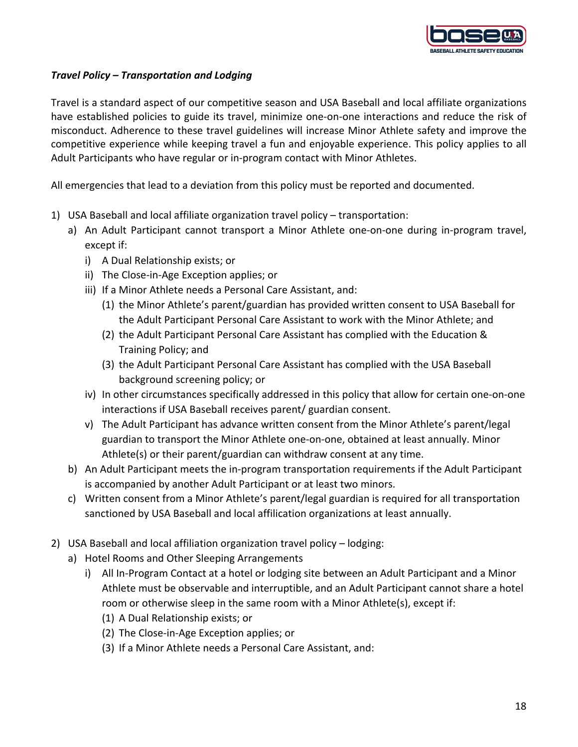***Travel Policy – Transportation and Lodging***

Travel is a standard aspect of our competitive season and USA Baseball and local affiliate organizations have established policies to guide its travel, minimize one-on-one interactions and reduce the risk of misconduct. Adherence to these travel guidelines will increase Minor Athlete safety and improve the competitive experience while keeping travel a fun and enjoyable experience. This policy applies to all Adult Participants who have regular or in-program contact with Minor Athletes.

All emergencies that lead to a deviation from this policy must be reported and documented.

1) USA Baseball and local affiliate organization travel policy – transportation:
   a) An Adult Participant cannot transport a Minor Athlete one-on-one during in-program travel, except if:
      i) A Dual Relationship exists; or
      ii) The Close-in-Age Exception applies; or
      iii) If a Minor Athlete needs a Personal Care Assistant, and:
         (1) the Minor Athlete's parent/guardian has provided written consent to USA Baseball for the Adult Participant Personal Care Assistant to work with the Minor Athlete; and
         (2) the Adult Participant Personal Care Assistant has complied with the Education & Training Policy; and
         (3) the Adult Participant Personal Care Assistant has complied with the USA Baseball background screening policy; or
      iv) In other circumstances specifically addressed in this policy that allow for certain one-on-one interactions if USA Baseball receives parent/ guardian consent.
      v) The Adult Participant has advance written consent from the Minor Athlete's parent/legal guardian to transport the Minor Athlete one-on-one, obtained at least annually. Minor Athlete(s) or their parent/guardian can withdraw consent at any time.
   b) An Adult Participant meets the in-program transportation requirements if the Adult Participant is accompanied by another Adult Participant or at least two minors.
   c) Written consent from a Minor Athlete's parent/legal guardian is required for all transportation sanctioned by USA Baseball and local affilication organizations at least annually.

2) USA Baseball and local affiliation organization travel policy – lodging:
   a) Hotel Rooms and Other Sleeping Arrangements
      i) All In-Program Contact at a hotel or lodging site between an Adult Participant and a Minor Athlete must be observable and interruptible, and an Adult Participant cannot share a hotel room or otherwise sleep in the same room with a Minor Athlete(s), except if:
         (1) A Dual Relationship exists; or
         (2) The Close-in-Age Exception applies; or
         (3) If a Minor Athlete needs a Personal Care Assistant, and: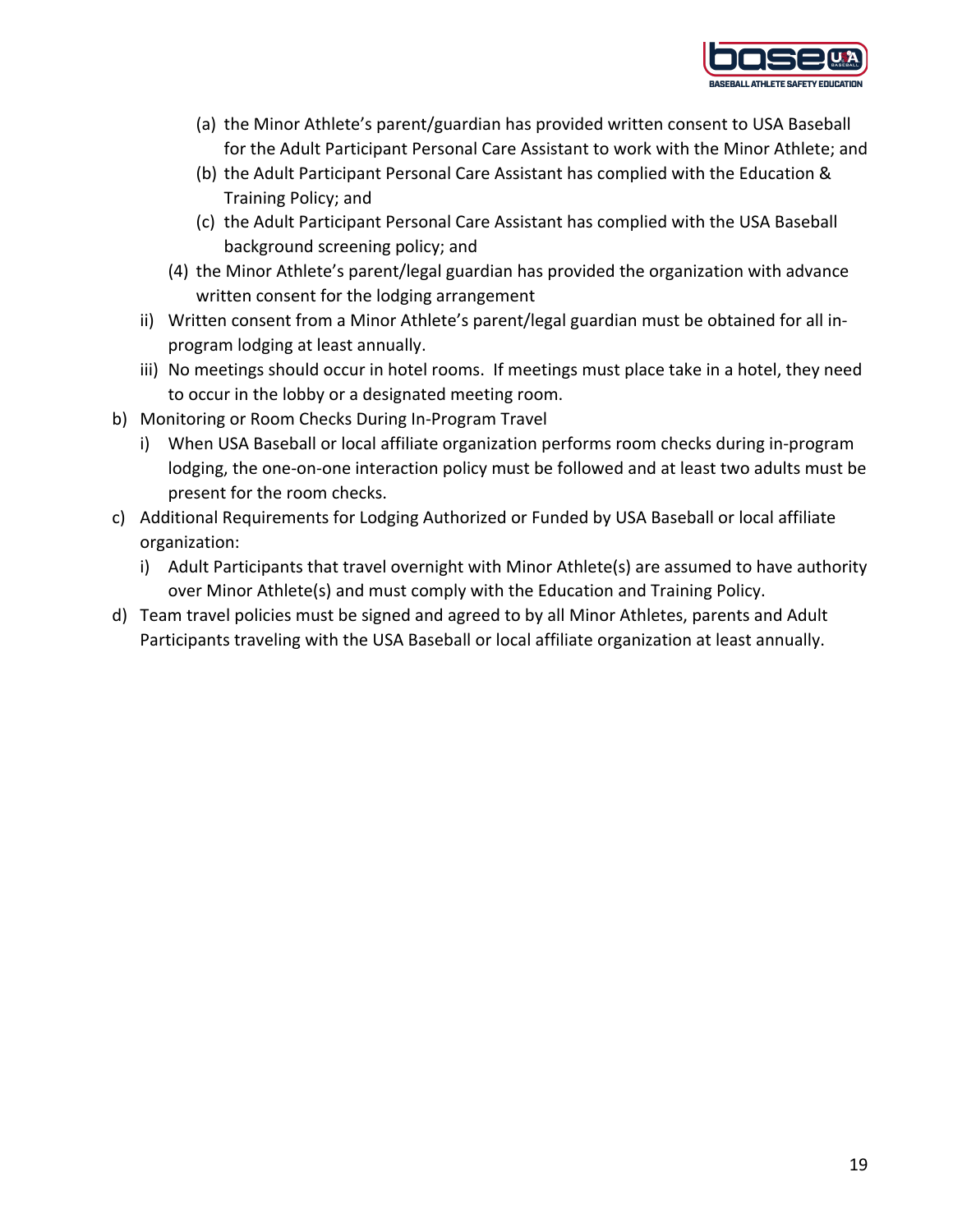- (a) the Minor Athlete's parent/guardian has provided written consent to USA Baseball for the Adult Participant Personal Care Assistant to work with the Minor Athlete; and
   - (b) the Adult Participant Personal Care Assistant has complied with the Education & Training Policy; and
   - (c) the Adult Participant Personal Care Assistant has complied with the USA Baseball background screening policy; and

  (4) the Minor Athlete's parent/legal guardian has provided the organization with advance written consent for the lodging arrangement

  ii) Written consent from a Minor Athlete's parent/legal guardian must be obtained for all in-program lodging at least annually.

  iii) No meetings should occur in hotel rooms. If meetings must place take in a hotel, they need to occur in the lobby or a designated meeting room.

b) Monitoring or Room Checks During In-Program Travel

  i) When USA Baseball or local affiliate organization performs room checks during in-program lodging, the one-on-one interaction policy must be followed and at least two adults must be present for the room checks.

c) Additional Requirements for Lodging Authorized or Funded by USA Baseball or local affiliate organization:

  i) Adult Participants that travel overnight with Minor Athlete(s) are assumed to have authority over Minor Athlete(s) and must comply with the Education and Training Policy.

d) Team travel policies must be signed and agreed to by all Minor Athletes, parents and Adult Participants traveling with the USA Baseball or local affiliate organization at least annually.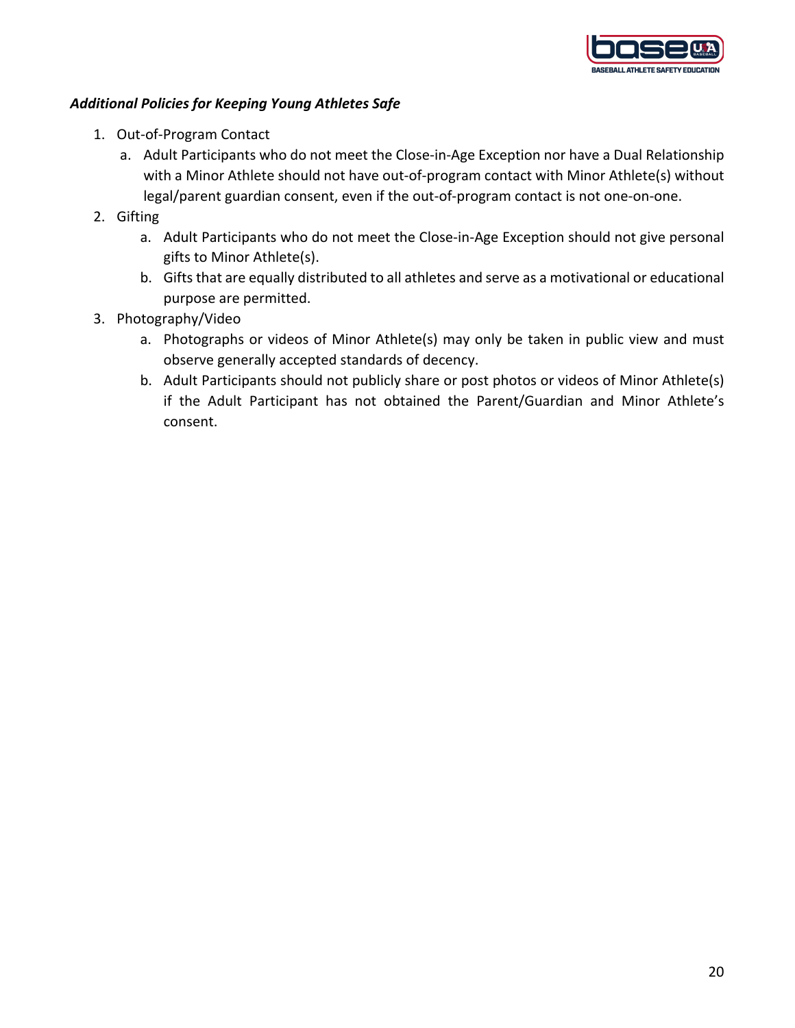***Additional Policies for Keeping Young Athletes Safe***

1. Out-of-Program Contact
   a. Adult Participants who do not meet the Close-in-Age Exception nor have a Dual Relationship with a Minor Athlete should not have out-of-program contact with Minor Athlete(s) without legal/parent guardian consent, even if the out-of-program contact is not one-on-one.
2. Gifting
   a. Adult Participants who do not meet the Close-in-Age Exception should not give personal gifts to Minor Athlete(s).
   b. Gifts that are equally distributed to all athletes and serve as a motivational or educational purpose are permitted.
3. Photography/Video
   a. Photographs or videos of Minor Athlete(s) may only be taken in public view and must observe generally accepted standards of decency.
   b. Adult Participants should not publicly share or post photos or videos of Minor Athlete(s) if the Adult Participant has not obtained the Parent/Guardian and Minor Athlete's consent.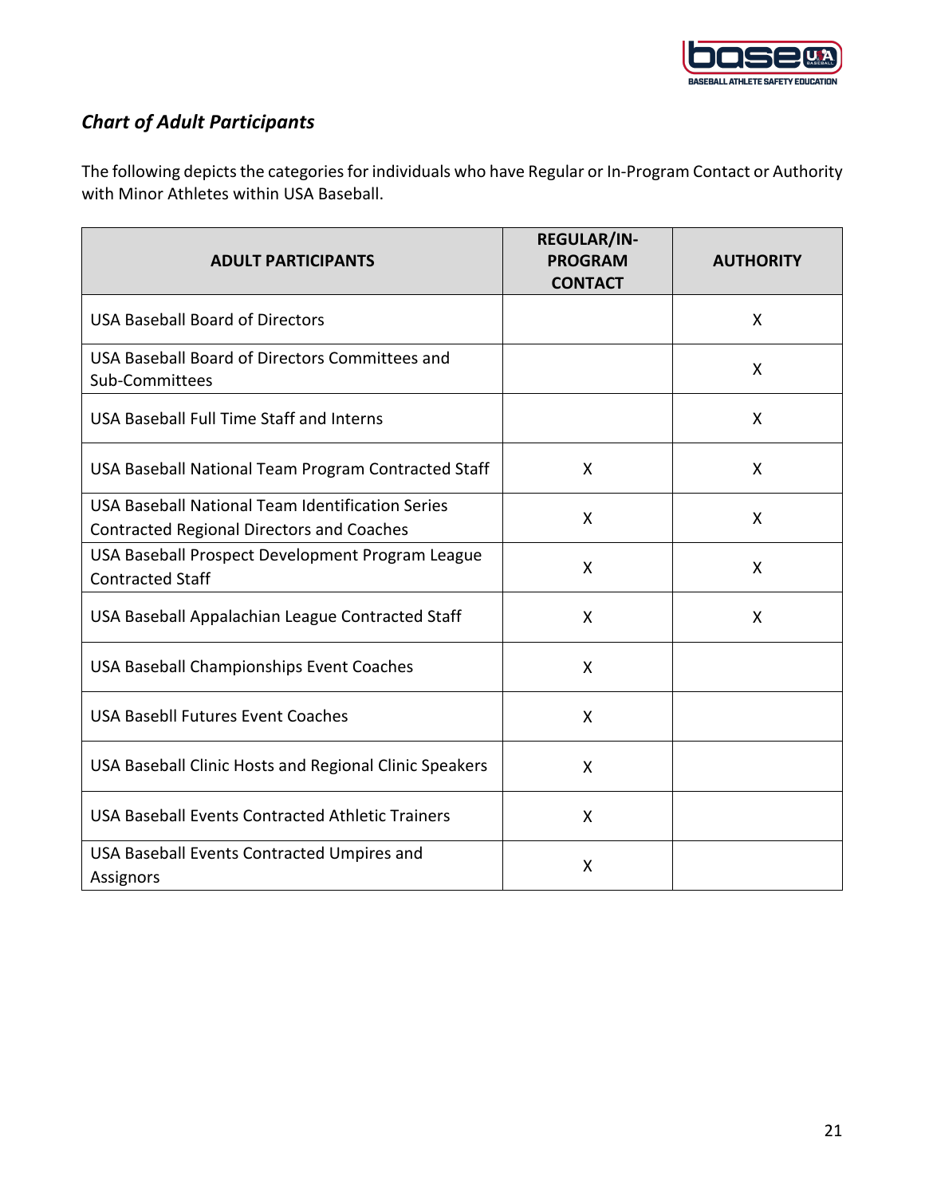### *Chart of Adult Participants*

The following depicts the categories for individuals who have Regular or In-Program Contact or Authority with Minor Athletes within USA Baseball.

| ADULT PARTICIPANTS | REGULAR/IN-PROGRAM CONTACT | AUTHORITY |
|---|---|---|
| USA Baseball Board of Directors | | X |
| USA Baseball Board of Directors Committees and Sub-Committees | | X |
| USA Baseball Full Time Staff and Interns | | X |
| USA Baseball National Team Program Contracted Staff | X | X |
| USA Baseball National Team Identification Series Contracted Regional Directors and Coaches | X | X |
| USA Baseball Prospect Development Program League Contracted Staff | X | X |
| USA Baseball Appalachian League Contracted Staff | X | X |
| USA Baseball Championships Event Coaches | X | |
| USA Basebll Futures Event Coaches | X | |
| USA Baseball Clinic Hosts and Regional Clinic Speakers | X | |
| USA Baseball Events Contracted Athletic Trainers | X | |
| USA Baseball Events Contracted Umpires and Assignors | X | |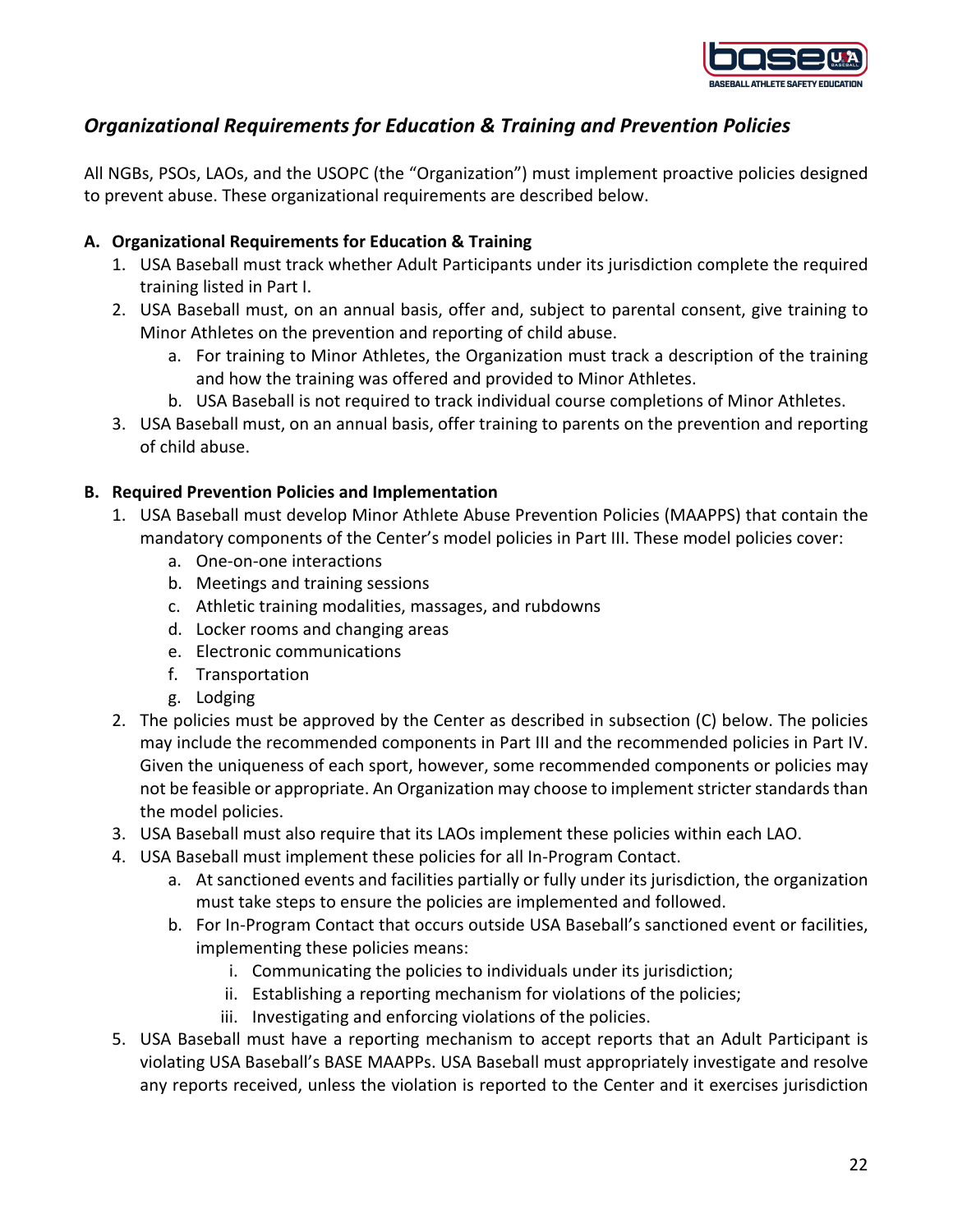## *Organizational Requirements for Education & Training and Prevention Policies*

All NGBs, PSOs, LAOs, and the USOPC (the "Organization") must implement proactive policies designed to prevent abuse. These organizational requirements are described below.

### A. Organizational Requirements for Education & Training

1. USA Baseball must track whether Adult Participants under its jurisdiction complete the required training listed in Part I.
2. USA Baseball must, on an annual basis, offer and, subject to parental consent, give training to Minor Athletes on the prevention and reporting of child abuse.
   a. For training to Minor Athletes, the Organization must track a description of the training and how the training was offered and provided to Minor Athletes.
   b. USA Baseball is not required to track individual course completions of Minor Athletes.
3. USA Baseball must, on an annual basis, offer training to parents on the prevention and reporting of child abuse.

### B. Required Prevention Policies and Implementation

1. USA Baseball must develop Minor Athlete Abuse Prevention Policies (MAAPPS) that contain the mandatory components of the Center's model policies in Part III. These model policies cover:
   a. One-on-one interactions
   b. Meetings and training sessions
   c. Athletic training modalities, massages, and rubdowns
   d. Locker rooms and changing areas
   e. Electronic communications
   f. Transportation
   g. Lodging
2. The policies must be approved by the Center as described in subsection (C) below. The policies may include the recommended components in Part III and the recommended policies in Part IV. Given the uniqueness of each sport, however, some recommended components or policies may not be feasible or appropriate. An Organization may choose to implement stricter standards than the model policies.
3. USA Baseball must also require that its LAOs implement these policies within each LAO.
4. USA Baseball must implement these policies for all In-Program Contact.
   a. At sanctioned events and facilities partially or fully under its jurisdiction, the organization must take steps to ensure the policies are implemented and followed.
   b. For In-Program Contact that occurs outside USA Baseball's sanctioned event or facilities, implementing these policies means:
      i. Communicating the policies to individuals under its jurisdiction;
      ii. Establishing a reporting mechanism for violations of the policies;
      iii. Investigating and enforcing violations of the policies.
5. USA Baseball must have a reporting mechanism to accept reports that an Adult Participant is violating USA Baseball's BASE MAAPPs. USA Baseball must appropriately investigate and resolve any reports received, unless the violation is reported to the Center and it exercises jurisdiction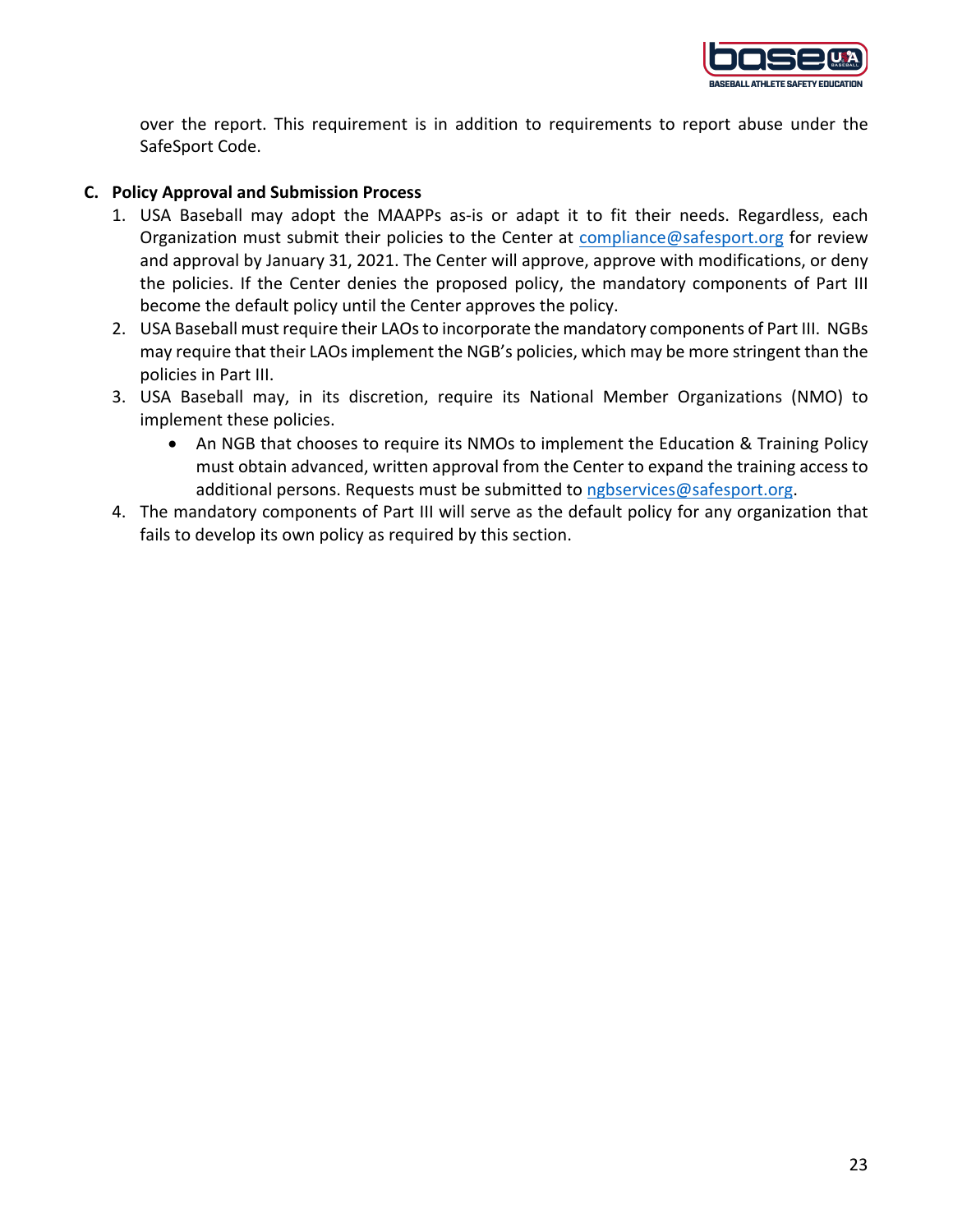over the report. This requirement is in addition to requirements to report abuse under the SafeSport Code.

**C. Policy Approval and Submission Process**

1. USA Baseball may adopt the MAAPPs as-is or adapt it to fit their needs. Regardless, each Organization must submit their policies to the Center at compliance@safesport.org for review and approval by January 31, 2021. The Center will approve, approve with modifications, or deny the policies. If the Center denies the proposed policy, the mandatory components of Part III become the default policy until the Center approves the policy.
2. USA Baseball must require their LAOs to incorporate the mandatory components of Part III. NGBs may require that their LAOs implement the NGB's policies, which may be more stringent than the policies in Part III.
3. USA Baseball may, in its discretion, require its National Member Organizations (NMO) to implement these policies.
   - An NGB that chooses to require its NMOs to implement the Education & Training Policy must obtain advanced, written approval from the Center to expand the training access to additional persons. Requests must be submitted to ngbservices@safesport.org.
4. The mandatory components of Part III will serve as the default policy for any organization that fails to develop its own policy as required by this section.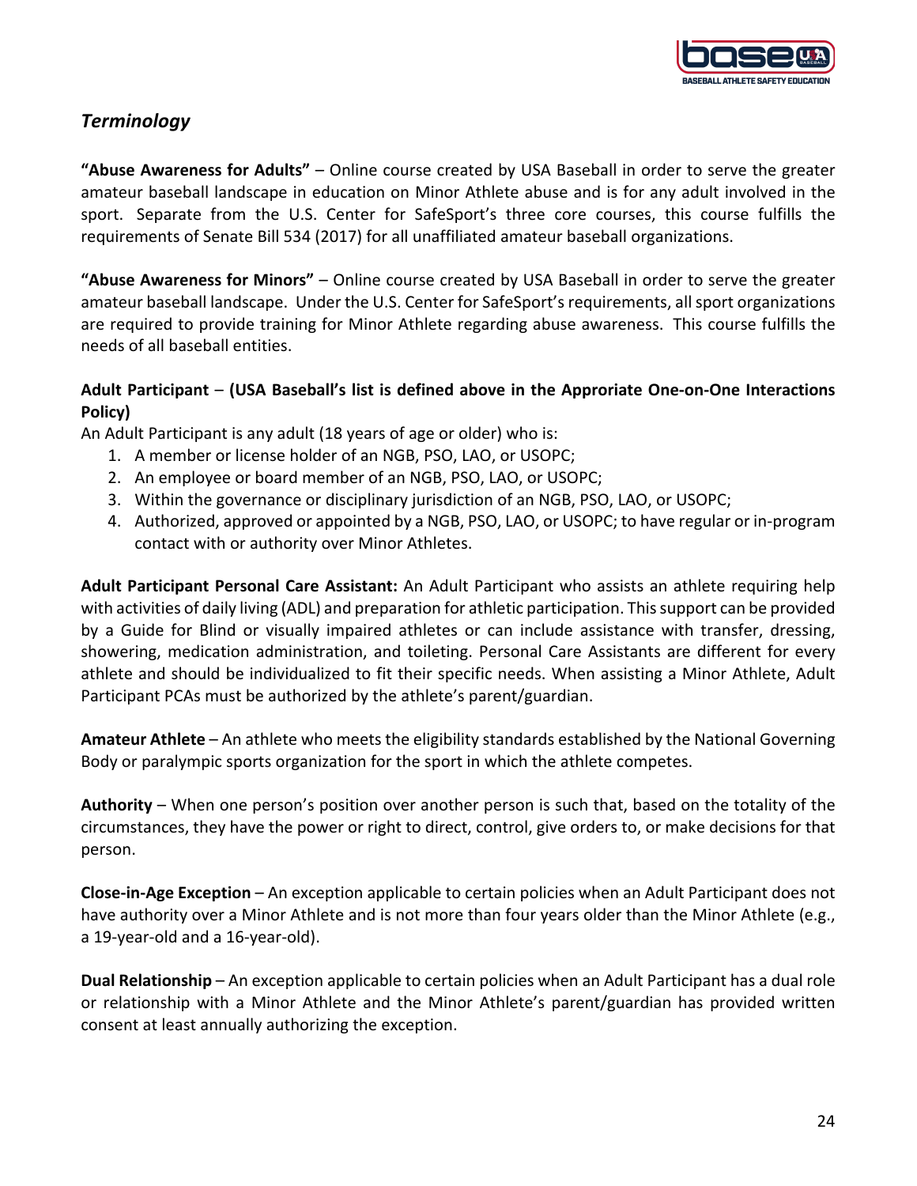## *Terminology*

**"Abuse Awareness for Adults"** – Online course created by USA Baseball in order to serve the greater amateur baseball landscape in education on Minor Athlete abuse and is for any adult involved in the sport. Separate from the U.S. Center for SafeSport's three core courses, this course fulfills the requirements of Senate Bill 534 (2017) for all unaffiliated amateur baseball organizations.

**"Abuse Awareness for Minors"** – Online course created by USA Baseball in order to serve the greater amateur baseball landscape. Under the U.S. Center for SafeSport's requirements, all sport organizations are required to provide training for Minor Athlete regarding abuse awareness. This course fulfills the needs of all baseball entities.

**Adult Participant** – **(USA Baseball's list is defined above in the Approriate One-on-One Interactions Policy)**

An Adult Participant is any adult (18 years of age or older) who is:

1. A member or license holder of an NGB, PSO, LAO, or USOPC;
2. An employee or board member of an NGB, PSO, LAO, or USOPC;
3. Within the governance or disciplinary jurisdiction of an NGB, PSO, LAO, or USOPC;
4. Authorized, approved or appointed by a NGB, PSO, LAO, or USOPC; to have regular or in-program contact with or authority over Minor Athletes.

**Adult Participant Personal Care Assistant:** An Adult Participant who assists an athlete requiring help with activities of daily living (ADL) and preparation for athletic participation. This support can be provided by a Guide for Blind or visually impaired athletes or can include assistance with transfer, dressing, showering, medication administration, and toileting. Personal Care Assistants are different for every athlete and should be individualized to fit their specific needs. When assisting a Minor Athlete, Adult Participant PCAs must be authorized by the athlete's parent/guardian.

**Amateur Athlete** – An athlete who meets the eligibility standards established by the National Governing Body or paralympic sports organization for the sport in which the athlete competes.

**Authority** – When one person's position over another person is such that, based on the totality of the circumstances, they have the power or right to direct, control, give orders to, or make decisions for that person.

**Close-in-Age Exception** – An exception applicable to certain policies when an Adult Participant does not have authority over a Minor Athlete and is not more than four years older than the Minor Athlete (e.g., a 19-year-old and a 16-year-old).

**Dual Relationship** – An exception applicable to certain policies when an Adult Participant has a dual role or relationship with a Minor Athlete and the Minor Athlete's parent/guardian has provided written consent at least annually authorizing the exception.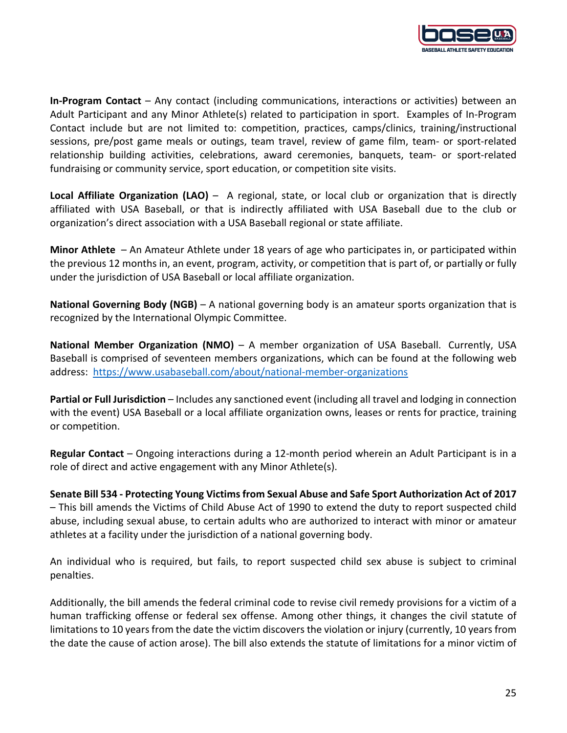**In-Program Contact** – Any contact (including communications, interactions or activities) between an Adult Participant and any Minor Athlete(s) related to participation in sport. Examples of In-Program Contact include but are not limited to: competition, practices, camps/clinics, training/instructional sessions, pre/post game meals or outings, team travel, review of game film, team- or sport-related relationship building activities, celebrations, award ceremonies, banquets, team- or sport-related fundraising or community service, sport education, or competition site visits.

**Local Affiliate Organization (LAO)** – A regional, state, or local club or organization that is directly affiliated with USA Baseball, or that is indirectly affiliated with USA Baseball due to the club or organization's direct association with a USA Baseball regional or state affiliate.

**Minor Athlete** – An Amateur Athlete under 18 years of age who participates in, or participated within the previous 12 months in, an event, program, activity, or competition that is part of, or partially or fully under the jurisdiction of USA Baseball or local affiliate organization.

**National Governing Body (NGB)** – A national governing body is an amateur sports organization that is recognized by the International Olympic Committee.

**National Member Organization (NMO)** – A member organization of USA Baseball. Currently, USA Baseball is comprised of seventeen members organizations, which can be found at the following web address: https://www.usabaseball.com/about/national-member-organizations

**Partial or Full Jurisdiction** – Includes any sanctioned event (including all travel and lodging in connection with the event) USA Baseball or a local affiliate organization owns, leases or rents for practice, training or competition.

**Regular Contact** – Ongoing interactions during a 12-month period wherein an Adult Participant is in a role of direct and active engagement with any Minor Athlete(s).

**Senate Bill 534 - Protecting Young Victims from Sexual Abuse and Safe Sport Authorization Act of 2017** – This bill amends the Victims of Child Abuse Act of 1990 to extend the duty to report suspected child abuse, including sexual abuse, to certain adults who are authorized to interact with minor or amateur athletes at a facility under the jurisdiction of a national governing body.

An individual who is required, but fails, to report suspected child sex abuse is subject to criminal penalties.

Additionally, the bill amends the federal criminal code to revise civil remedy provisions for a victim of a human trafficking offense or federal sex offense. Among other things, it changes the civil statute of limitations to 10 years from the date the victim discovers the violation or injury (currently, 10 years from the date the cause of action arose). The bill also extends the statute of limitations for a minor victim of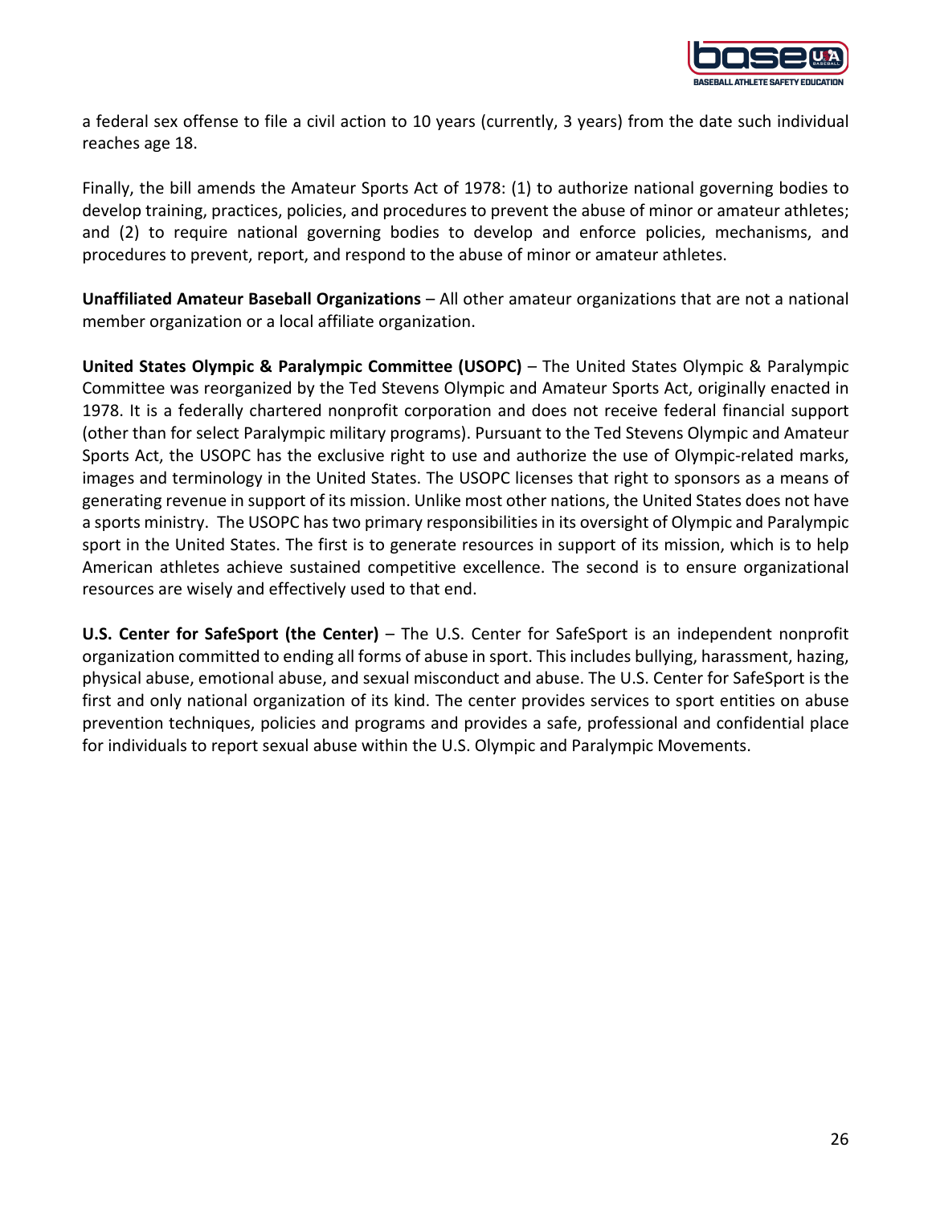a federal sex offense to file a civil action to 10 years (currently, 3 years) from the date such individual reaches age 18.

Finally, the bill amends the Amateur Sports Act of 1978: (1) to authorize national governing bodies to develop training, practices, policies, and procedures to prevent the abuse of minor or amateur athletes; and (2) to require national governing bodies to develop and enforce policies, mechanisms, and procedures to prevent, report, and respond to the abuse of minor or amateur athletes.

**Unaffiliated Amateur Baseball Organizations** – All other amateur organizations that are not a national member organization or a local affiliate organization.

**United States Olympic & Paralympic Committee (USOPC)** – The United States Olympic & Paralympic Committee was reorganized by the Ted Stevens Olympic and Amateur Sports Act, originally enacted in 1978. It is a federally chartered nonprofit corporation and does not receive federal financial support (other than for select Paralympic military programs). Pursuant to the Ted Stevens Olympic and Amateur Sports Act, the USOPC has the exclusive right to use and authorize the use of Olympic-related marks, images and terminology in the United States. The USOPC licenses that right to sponsors as a means of generating revenue in support of its mission. Unlike most other nations, the United States does not have a sports ministry. The USOPC has two primary responsibilities in its oversight of Olympic and Paralympic sport in the United States. The first is to generate resources in support of its mission, which is to help American athletes achieve sustained competitive excellence. The second is to ensure organizational resources are wisely and effectively used to that end.

**U.S. Center for SafeSport (the Center)** – The U.S. Center for SafeSport is an independent nonprofit organization committed to ending all forms of abuse in sport. This includes bullying, harassment, hazing, physical abuse, emotional abuse, and sexual misconduct and abuse. The U.S. Center for SafeSport is the first and only national organization of its kind. The center provides services to sport entities on abuse prevention techniques, policies and programs and provides a safe, professional and confidential place for individuals to report sexual abuse within the U.S. Olympic and Paralympic Movements.